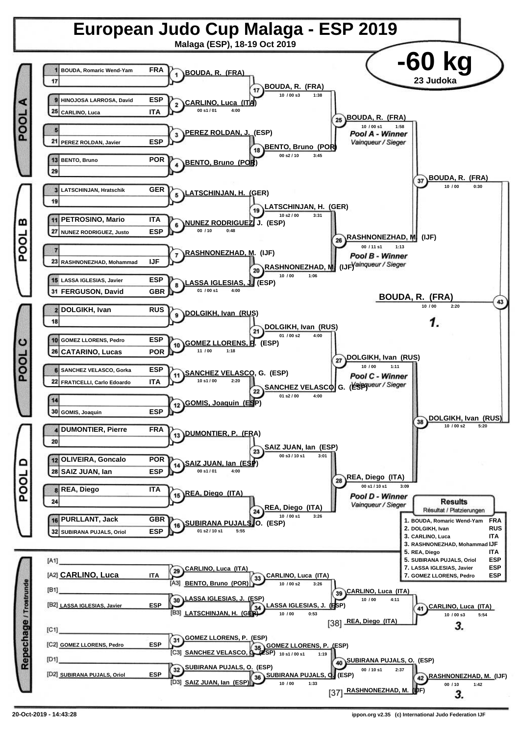# European Judo Cup Malaga - ESP 2019

**Malaga (ESP), 18-19 Oct 2019**

## -60 kg

**23 Judoka**

## POOL A

| Seed | Name | Nation |
|---|---|---|
| 1 | BOUDA, Romaric Wend-Yam | FRA |
| 17 | | |
| 9 | HINOJOSA LARROSA, David | ESP |
| 25 | CARLINO, Luca | ITA |
| 5 | | |
| 21 | PEREZ ROLDAN, Javier | ESP |
| 13 | BENTO, Bruno | POR |
| 29 | | |

- Contest 1: BOUDA, R. (FRA)
- Contest 2: CARLINO, Luca (ITA) — 00 s1 / 01 — 4:00
- Contest 3: PEREZ ROLDAN, J. (ESP)
- Contest 4: BENTO, Bruno (POR)
- Contest 17: BOUDA, R. (FRA) — 10 / 00 s3 — 1:38
- Contest 18: BENTO, Bruno (POR) — 00 s2 / 10 — 3:45
- Contest 25: BOUDA, R. (FRA) — 10 / 00 s1 — 1:58 — *Pool A - Winner / Vainqueur / Sieger*

## POOL B

| Seed | Name | Nation |
|---|---|---|
| 3 | LATSCHINJAN, Hratschik | GER |
| 19 | | |
| 11 | PETROSINO, Mario | ITA |
| 27 | NUNEZ RODRIGUEZ, Justo | ESP |
| 7 | | |
| 23 | RASHNONEZHAD, Mohammad | IJF |
| 15 | LASSA IGLESIAS, Javier | ESP |
| 31 | FERGUSON, David | GBR |

- Contest 5: LATSCHINJAN, H. (GER)
- Contest 6: NUNEZ RODRIGUEZ, J. (ESP) — 00 / 10 — 0:48
- Contest 7: RASHNONEZHAD, M. (IJF)
- Contest 8: LASSA IGLESIAS, J. (ESP) — 01 / 00 s1 — 4:00
- Contest 19: LATSCHINJAN, H. (GER) — 10 s2 / 00 — 3:31
- Contest 20: RASHNONEZHAD, M. (IJF) — 10 / 00 — 1:06
- Contest 26: RASHNONEZHAD, M. (IJF) — 00 / 11 s1 — 1:13 — *Pool B - Winner / Vainqueur / Sieger*

## POOL C

| Seed | Name | Nation |
|---|---|---|
| 2 | DOLGIKH, Ivan | RUS |
| 18 | | |
| 10 | GOMEZ LLORENS, Pedro | ESP |
| 26 | CATARINO, Lucas | POR |
| 6 | SANCHEZ VELASCO, Gorka | ESP |
| 22 | FRATICELLI, Carlo Edoardo | ITA |
| 14 | | |
| 30 | GOMIS, Joaquin | ESP |

- Contest 9: DOLGIKH, Ivan (RUS)
- Contest 10: GOMEZ LLORENS, P. (ESP) — 11 / 00 — 1:18
- Contest 11: SANCHEZ VELASCO, G. (ESP) — 10 s1 / 00 — 2:20
- Contest 12: GOMIS, Joaquin (ESP)
- Contest 21: DOLGIKH, Ivan (RUS) — 01 / 00 s2 — 4:00
- Contest 22: SANCHEZ VELASCO, G. (ESP) — 01 s2 / 00 — 4:00
- Contest 27: DOLGIKH, Ivan (RUS) — 10 / 00 — 1:11 — *Pool C - Winner / Vainqueur / Sieger*

## POOL D

| Seed | Name | Nation |
|---|---|---|
| 4 | DUMONTIER, Pierre | FRA |
| 20 | | |
| 12 | OLIVEIRA, Goncalo | POR |
| 28 | SAIZ JUAN, Ian | ESP |
| 8 | REA, Diego | ITA |
| 24 | | |
| 16 | PURLLANT, Jack | GBR |
| 32 | SUBIRANA PUJALS, Oriol | ESP |

- Contest 13: DUMONTIER, P. (FRA)
- Contest 14: SAIZ JUAN, Ian (ESP) — 00 s1 / 01 — 4:00
- Contest 15: REA, Diego (ITA)
- Contest 16: SUBIRANA PUJALS, O. (ESP) — 01 s2 / 10 s1 — 5:55
- Contest 23: SAIZ JUAN, Ian (ESP) — 00 s3 / 10 s1 — 3:01
- Contest 24: REA, Diego (ITA) — 10 / 00 s1 — 3:26
- Contest 28: REA, Diego (ITA) — 00 s1 / 10 s1 — 3:09 — *Pool D - Winner / Vainqueur / Sieger*

## Semi-finals and Final

- Contest 37: BOUDA, R. (FRA) — 10 / 00 — 0:30
- Contest 38: DOLGIKH, Ivan (RUS) — 10 / 00 s2 — 5:20
- Contest 43: BOUDA, R. (FRA) — 10 / 00 — 2:20 — **1.**

## Repechage / Trostrunde

- [A1]
- [A2] CARLINO, Luca — ITA
- [A3] BENTO, Bruno (POR)
- [B1]
- [B2] LASSA IGLESIAS, Javier — ESP
- [B3] LATSCHINJAN, H. (GER)
- [C1]
- [C2] GOMEZ LLORENS, Pedro — ESP
- [C3] SANCHEZ VELASCO, G. (ESP)
- [D1]
- [D2] SUBIRANA PUJALS, Oriol — ESP
- [D3] SAIZ JUAN, Ian (ESP)

- Contest 29: CARLINO, Luca (ITA)
- Contest 30: LASSA IGLESIAS, J. (ESP)
- Contest 31: GOMEZ LLORENS, P. (ESP)
- Contest 32: SUBIRANA PUJALS, O. (ESP)
- Contest 33: CARLINO, Luca (ITA) — 10 / 00 s2 — 3:26
- Contest 34: LASSA IGLESIAS, J. (ESP) — 10 / 00 — 0:53
- Contest 35: GOMEZ LLORENS, P. (ESP) — 10 s1 / 00 s1 — 1:19
- Contest 36: SUBIRANA PUJALS, O. (ESP) — 10 / 00 — 1:33
- Contest 39: CARLINO, Luca (ITA) — 10 / 00 — 4:11
- Contest 40: SUBIRANA PUJALS, O. (ESP) — 00 / 10 s1 — 2:37
- [38] REA, Diego (ITA)
- [37] RASHNONEZHAD, M. (IJF)
- Contest 41: CARLINO, Luca (ITA) — 10 / 00 s3 — 5:54 — **3.**
- Contest 42: RASHNONEZHAD, M. (IJF) — 00 / 10 — 1:42 — **3.**

## Results

Résultat / Platzierungen

| Place | Name | Nation |
|---|---|---|
| 1. | BOUDA, Romaric Wend-Yam | FRA |
| 2. | DOLGIKH, Ivan | RUS |
| 3. | CARLINO, Luca | ITA |
| 3. | RASHNONEZHAD, Mohammad | IJF |
| 5. | REA, Diego | ITA |
| 5. | SUBIRANA PUJALS, Oriol | ESP |
| 7. | LASSA IGLESIAS, Javier | ESP |
| 7. | GOMEZ LLORENS, Pedro | ESP |

20-Oct-2019 - 14:43:28

ippon.org v2.35 (c) International Judo Federation IJF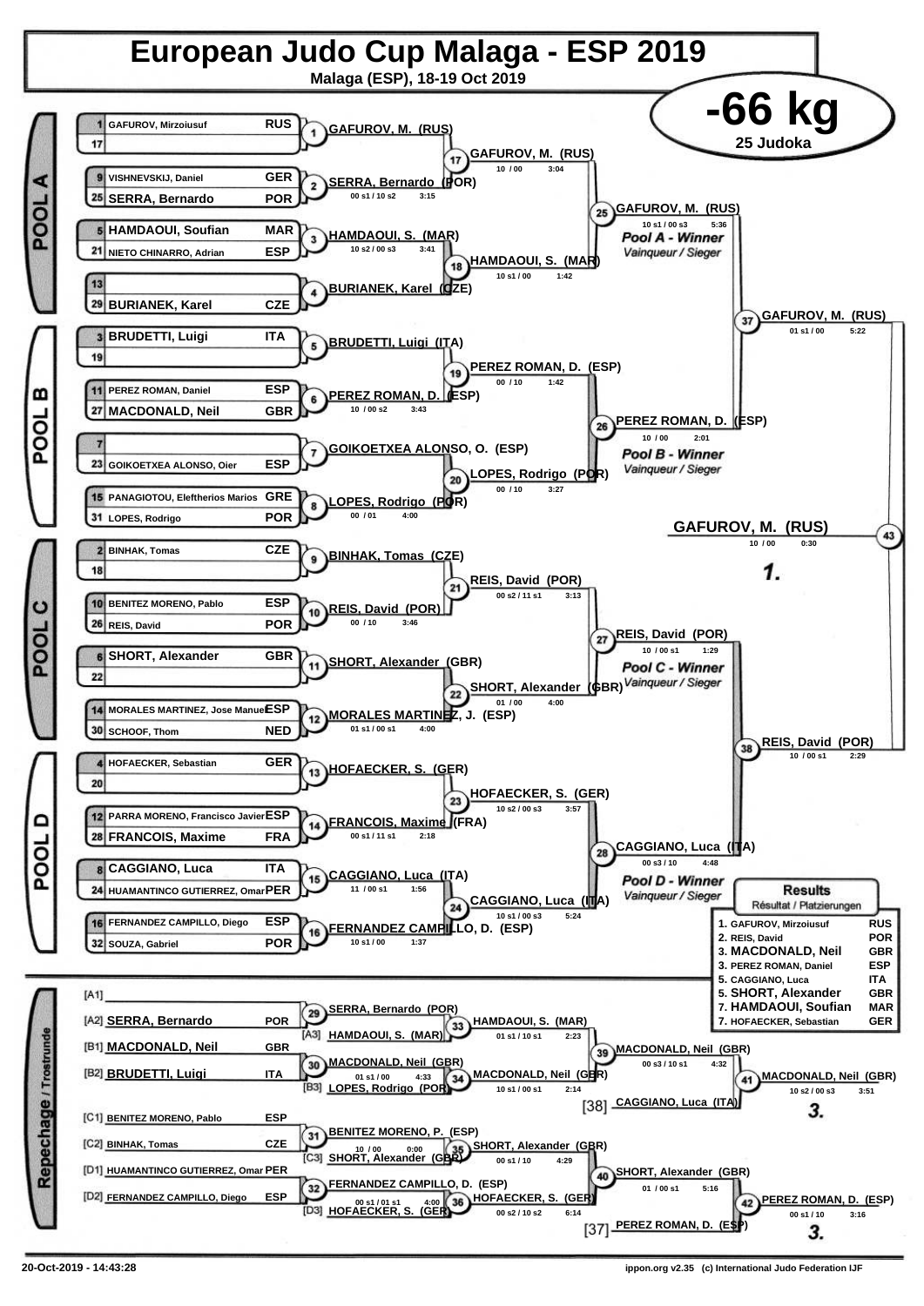# European Judo Cup Malaga - ESP 2019

**Malaga (ESP), 18-19 Oct 2019**

## -66 kg

**25 Judoka**

### POOL A

| Seed | Name | Nation |
|---|---|---|
| 1 | GAFUROV, Mirzoiusuf | RUS |
| 17 | | |
| 9 | VISHNEVSKIJ, Daniel | GER |
| 25 | SERRA, Bernardo | POR |
| 5 | HAMDAOUI, Soufian | MAR |
| 21 | NIETO CHINARRO, Adrian | ESP |
| 13 | | |
| 29 | BURIANEK, Karel | CZE |

- (1) GAFUROV, M. (RUS)
- (2) SERRA, Bernardo (POR) — 00 s1 / 10 s2 — 3:15
- (3) HAMDAOUI, S. (MAR) — 10 s2 / 00 s3 — 3:41
- (4) BURIANEK, Karel (CZE)
- (17) GAFUROV, M. (RUS) — 10 / 00 — 3:04
- (18) HAMDAOUI, S. (MAR) — 10 s1 / 00 — 1:42
- (25) GAFUROV, M. (RUS) — 10 s1 / 00 s3 — 5:36 — *Pool A - Winner, Vainqueur / Sieger*

### POOL B

| Seed | Name | Nation |
|---|---|---|
| 3 | BRUDETTI, Luigi | ITA |
| 19 | | |
| 11 | PEREZ ROMAN, Daniel | ESP |
| 27 | MACDONALD, Neil | GBR |
| 7 | | |
| 23 | GOIKOETXEA ALONSO, Oier | ESP |
| 15 | PANAGIOTOU, Eleftherios Marios | GRE |
| 31 | LOPES, Rodrigo | POR |

- (5) BRUDETTI, Luigi (ITA)
- (6) PEREZ ROMAN, D. (ESP) — 10 / 00 s2 — 3:43
- (7) GOIKOETXEA ALONSO, O. (ESP)
- (8) LOPES, Rodrigo (POR) — 00 / 01 — 4:00
- (19) PEREZ ROMAN, D. (ESP) — 00 / 10 — 1:42
- (20) LOPES, Rodrigo (POR) — 00 / 10 — 3:27
- (26) PEREZ ROMAN, D. (ESP) — 10 / 00 — 2:01 — *Pool B - Winner, Vainqueur / Sieger*

### POOL C

| Seed | Name | Nation |
|---|---|---|
| 2 | BINHAK, Tomas | CZE |
| 18 | | |
| 10 | BENITEZ MORENO, Pablo | ESP |
| 26 | REIS, David | POR |
| 6 | SHORT, Alexander | GBR |
| 22 | | |
| 14 | MORALES MARTINEZ, Jose Manuel | ESP |
| 30 | SCHOOF, Thom | NED |

- (9) BINHAK, Tomas (CZE)
- (10) REIS, David (POR) — 00 / 10 — 3:46
- (11) SHORT, Alexander (GBR)
- (12) MORALES MARTINEZ, J. (ESP) — 01 s1 / 00 s1 — 4:00
- (21) REIS, David (POR) — 00 s2 / 11 s1 — 3:13
- (22) SHORT, Alexander (GBR) — 01 / 00 — 4:00
- (27) REIS, David (POR) — 10 / 00 s1 — 1:29 — *Pool C - Winner, Vainqueur / Sieger*

### POOL D

| Seed | Name | Nation |
|---|---|---|
| 4 | HOFAECKER, Sebastian | GER |
| 20 | | |
| 12 | PARRA MORENO, Francisco Javier | ESP |
| 28 | FRANCOIS, Maxime | FRA |
| 8 | CAGGIANO, Luca | ITA |
| 24 | HUAMANTINCO GUTIERREZ, Omar | PER |
| 16 | FERNANDEZ CAMPILLO, Diego | ESP |
| 32 | SOUZA, Gabriel | POR |

- (13) HOFAECKER, S. (GER)
- (14) FRANCOIS, Maxime (FRA) — 00 s1 / 11 s1 — 2:18
- (15) CAGGIANO, Luca (ITA) — 11 / 00 s1 — 1:56
- (16) FERNANDEZ CAMPILLO, D. (ESP) — 10 s1 / 00 — 1:37
- (23) HOFAECKER, S. (GER) — 10 s2 / 00 s3 — 3:57
- (24) CAGGIANO, Luca (ITA) — 10 s1 / 00 s3 — 5:24
- (28) CAGGIANO, Luca (ITA) — 00 s3 / 10 — 4:48 — *Pool D - Winner, Vainqueur / Sieger*

### Semi-finals and Final

- (37) GAFUROV, M. (RUS) — 01 s1 / 00 — 5:22
- (38) REIS, David (POR) — 10 / 00 s1 — 2:29
- (43) **GAFUROV, M. (RUS)** — 10 / 00 — 0:30 — **1.**

### Repechage / Trostrunde

| Pos | Name | Nation |
|---|---|---|
| [A1] | | |
| [A2] | SERRA, Bernardo | POR |
| [B1] | MACDONALD, Neil | GBR |
| [B2] | BRUDETTI, Luigi | ITA |
| [C1] | BENITEZ MORENO, Pablo | ESP |
| [C2] | BINHAK, Tomas | CZE |
| [D1] | HUAMANTINCO GUTIERREZ, Omar | PER |
| [D2] | FERNANDEZ CAMPILLO, Diego | ESP |

- (29) SERRA, Bernardo (POR)
- (33) [A3] HAMDAOUI, S. (MAR) vs SERRA — HAMDAOUI, S. (MAR) — 01 s1 / 10 s1 — 2:23
- (30) MACDONALD, Neil (GBR) — 01 s1 / 00 — 4:33
- (34) [B3] LOPES, Rodrigo (POR) vs MACDONALD — MACDONALD, Neil (GBR) — 10 s1 / 00 s1 — 2:14
- (39) MACDONALD, Neil (GBR) — 00 s3 / 10 s1 — 4:32
- (41) [38] CAGGIANO, Luca (ITA) vs MACDONALD — **MACDONALD, Neil (GBR)** — 10 s2 / 00 s3 — 3:51 — **3.**
- (31) BENITEZ MORENO, P. (ESP) — 10 / 00 — 0:00
- (35) [C3] SHORT, Alexander (GBR) vs BENITEZ MORENO — SHORT, Alexander (GBR) — 00 s1 / 10 — 4:29
- (32) FERNANDEZ CAMPILLO, D. (ESP) — 00 s1 / 01 s1 — 4:00
- (36) [D3] HOFAECKER, S. (GER) vs FERNANDEZ CAMPILLO — HOFAECKER, S. (GER) — 00 s2 / 10 s2 — 6:14
- (40) SHORT, Alexander (GBR) — 01 / 00 s1 — 5:16
- (42) [37] PEREZ ROMAN, D. (ESP) vs SHORT — **PEREZ ROMAN, D. (ESP)** — 00 s1 / 10 — 3:16 — **3.**

### Results / Résultat / Platzierungen

| Place | Name | Nation |
|---|---|---|
| 1. | GAFUROV, Mirzoiusuf | RUS |
| 2. | REIS, David | POR |
| 3. | MACDONALD, Neil | GBR |
| 3. | PEREZ ROMAN, Daniel | ESP |
| 5. | CAGGIANO, Luca | ITA |
| 5. | SHORT, Alexander | GBR |
| 7. | HAMDAOUI, Soufian | MAR |
| 7. | HOFAECKER, Sebastian | GER |

20-Oct-2019 - 14:43:28 — ippon.org v2.35 (c) International Judo Federation IJF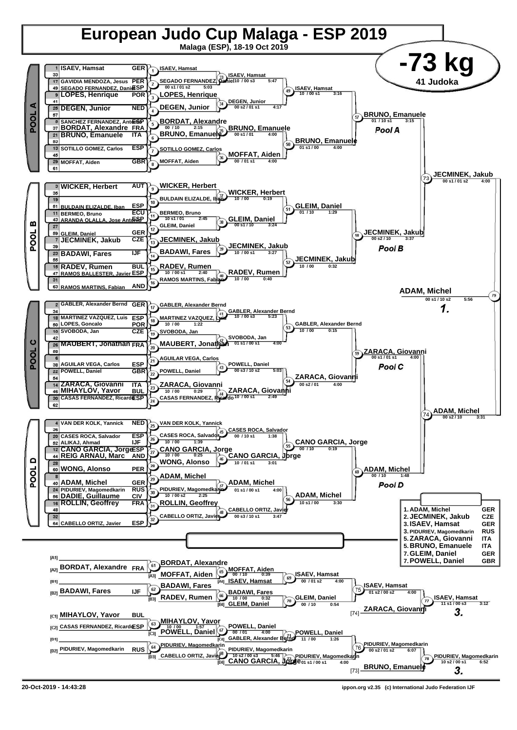# European Judo Cup Malaga - ESP 2019

Malaga (ESP), 18-19 Oct 2019

## -73 kg

41 Judoka

### POOL A

| Seed | Name | Nation |
|---|---|---|
| 1 | ISAEV, Hamsat | GER |
| 33 | | |
| 17 | GAVIDIA MENDOZA, Jesus | PER |
| 49 | SEGADO FERNANDEZ, Daniel | ESP |
| 9 | LOPES, Henrique | POR |
| 41 | | |
| 25 | DEGEN, Junior | NED |
| 57 | | |
| 5 | SANCHEZ FERNANDEZ, Antonio | ESP |
| 37 | BORDAT, Alexandre | FRA |
| 21 | BRUNO, Emanuele | ITA |
| 53 | | |
| 13 | SOTILLO GOMEZ, Carlos | ESP |
| 45 | | |
| 29 | MOFFAT, Aiden | GBR |
| 61 | | |

| Contest | Winner | Score | Time |
|---|---|---|---|
| 1 | ISAEV, Hamsat | | |
| 2 | SEGADO FERNANDEZ, Daniel | 00 s1 / 01 s2 | 5:03 |
| 3 | LOPES, Henrique | | |
| 4 | DEGEN, Junior | | |
| 5 | BORDAT, Alexandre | 00 / 10 | 2:15 |
| 6 | BRUNO, Emanuele | | |
| 7 | SOTILLO GOMEZ, Carlos | | |
| 8 | MOFFAT, Aiden | | |
| 33 | ISAEV, Hamsat | 10 / 00 s3 | 5:47 |
| 34 | DEGEN, Junior | 00 s2 / 01 s1 | 4:17 |
| 35 | BRUNO, Emanuele | 00 s1 / 01 | 4:00 |
| 36 | MOFFAT, Aiden | 00 / 01 s1 | 4:00 |
| 49 | ISAEV, Hamsat | 10 / 00 s1 | 3:16 |
| 50 | BRUNO, Emanuele | 01 s1 / 00 | 4:00 |
| 57 | BRUNO, Emanuele | 01 / 10 s1 | 3:15 |

### POOL B

| Seed | Name | Nation |
|---|---|---|
| 3 | WICKER, Herbert | AUT |
| 35 | | |
| 19 | | |
| 51 | BULDAIN ELIZALDE, Iban | ESP |
| 11 | BERMEO, Bruno | ECU |
| 43 | ARANDA OLALLA, Jose Antonio | ESP |
| 27 | | |
| 59 | GLEIM, Daniel | GER |
| 7 | JECMINEK, Jakub | CZE |
| 39 | | |
| 23 | BADAWI, Fares | IJF |
| 55 | | |
| 15 | RADEV, Rumen | BUL |
| 47 | RAMOS BALLESTER, Javier | ESP |
| 31 | | |
| 63 | RAMOS MARTINS, Fabian | AND |

| Contest | Winner | Score | Time |
|---|---|---|---|
| 9 | WICKER, Herbert | | |
| 10 | BULDAIN ELIZALDE, Iban | | |
| 11 | BERMEO, Bruno | 10 s1 / 01 | 2:45 |
| 12 | GLEIM, Daniel | | |
| 13 | JECMINEK, Jakub | | |
| 14 | BADAWI, Fares | | |
| 15 | RADEV, Rumen | 10 / 00 s1 | 2:40 |
| 16 | RAMOS MARTINS, Fabian | | |
| 37 | WICKER, Herbert | 10 / 00 | 0:19 |
| 38 | GLEIM, Daniel | 00 s1 / 10 | 3:24 |
| 39 | JECMINEK, Jakub | 10 / 00 s1 | 3:27 |
| 40 | RADEV, Rumen | 10 / 00 | 0:40 |
| 51 | GLEIM, Daniel | 01 / 10 | 1:29 |
| 52 | JECMINEK, Jakub | 10 / 00 | 0:32 |
| 58 | JECMINEK, Jakub | 00 s2 / 10 | 3:37 |

### POOL C

| Seed | Name | Nation |
|---|---|---|
| 2 | GABLER, Alexander Bernd | GER |
| 34 | | |
| 18 | MARTINEZ VAZQUEZ, Luis | ESP |
| 50 | LOPES, Goncalo | POR |
| 10 | SVOBODA, Jan | CZE |
| 42 | | |
| 26 | MAUBERT, Jonathan | FRA |
| 58 | | |
| 6 | | |
| 38 | AGUILAR VEGA, Carlos | ESP |
| 22 | POWELL, Daniel | GBR |
| 54 | | |
| 14 | ZARACA, Giovanni | ITA |
| 46 | MIHAYLOV, Yavor | BUL |
| 30 | CASAS FERNANDEZ, Ricardo | ESP |
| 62 | | |

| Contest | Winner | Score | Time |
|---|---|---|---|
| 17 | GABLER, Alexander Bernd | | |
| 18 | MARTINEZ VAZQUEZ, Luis | 10 / 00 | 1:22 |
| 19 | SVOBODA, Jan | | |
| 20 | MAUBERT, Jonathan | | |
| 21 | AGUILAR VEGA, Carlos | | |
| 22 | POWELL, Daniel | | |
| 23 | ZARACA, Giovanni | 10 / 00 | 0:29 |
| 24 | CASAS FERNANDEZ, Ricardo | | |
| 41 | GABLER, Alexander Bernd | 10 / 00 s3 | 5:23 |
| 42 | SVOBODA, Jan | 01 s1 / 00 s1 | 4:00 |
| 43 | POWELL, Daniel | 00 s3 / 10 s2 | 5:03 |
| 44 | ZARACA, Giovanni | 10 / 00 s1 | 2:49 |
| 53 | GABLER, Alexander Bernd | 10 / 00 | 0:15 |
| 54 | ZARACA, Giovanni | 00 s2 / 01 | 4:00 |
| 59 | ZARACA, Giovanni | 00 s1 / 01 s1 | 4:00 |

### POOL D

| Seed | Name | Nation |
|---|---|---|
| 4 | VAN DER KOLK, Yannick | NED |
| 36 | | |
| 20 | CASES ROCA, Salvador | ESP |
| 52 | ALIKAJ, Ahmad | IJF |
| 12 | CANO GARCIA, Jorge | ESP |
| 44 | REIG ARNAU, Marc | AND |
| 28 | | |
| 60 | WONG, Alonso | PER |
| 8 | | |
| 40 | ADAM, Michel | GER |
| 24 | PIDURIEV, Magomedkarin | RUS |
| 56 | DADIE, Guillaume | CIV |
| 16 | ROLLIN, Geoffrey | FRA |
| 48 | | |
| 32 | | |
| 64 | CABELLO ORTIZ, Javier | ESP |

| Contest | Winner | Score | Time |
|---|---|---|---|
| 25 | VAN DER KOLK, Yannick | | |
| 26 | CASES ROCA, Salvador | 10 / 00 | 1:39 |
| 27 | CANO GARCIA, Jorge | 10 / 00 | 0:25 |
| 28 | WONG, Alonso | | |
| 29 | ADAM, Michel | | |
| 30 | PIDURIEV, Magomedkarin | 10 / 00 s2 | 2:25 |
| 31 | ROLLIN, Geoffrey | | |
| 32 | CABELLO ORTIZ, Javier | | |
| 45 | CASES ROCA, Salvador | 00 / 10 s1 | 1:38 |
| 46 | CANO GARCIA, Jorge | 10 / 01 s1 | 3:01 |
| 47 | ADAM, Michel | 01 s1 / 00 s1 | 4:00 |
| 48 | CABELLO ORTIZ, Javier | 00 s3 / 10 s1 | 3:47 |
| 55 | CANO GARCIA, Jorge | 00 / 10 | 0:19 |
| 56 | ADAM, Michel | 10 s1 / 00 | 3:30 |
| 60 | ADAM, Michel | 00 / 10 | 1:48 |

### Semi-finals and Final

| Contest | Winner | Score | Time |
|---|---|---|---|
| 73 | JECMINEK, Jakub | 00 s1 / 01 s2 | 4:00 |
| 74 | ADAM, Michel | 00 s2 / 10 | 3:31 |
| 79 | ADAM, Michel (1.) | 00 s1 / 10 s2 | 5:56 |

### Repechage

| Slot | Name | Nation |
|---|---|---|
| [A1] | | |
| [A2] | BORDAT, Alexandre | FRA |
| [A3] | MOFFAT, Aiden | |
| [A4] | ISAEV, Hamsat | |
| [B1] | | |
| [B2] | BADAWI, Fares | IJF |
| [B3] | RADEV, Rumen | |
| [B4] | GLEIM, Daniel | |
| [C1] | MIHAYLOV, Yavor | BUL |
| [C2] | CASAS FERNANDEZ, Ricardo | ESP |
| [C3] | POWELL, Daniel | |
| [C4] | GABLER, Alexander Bernd | |
| [D1] | | |
| [D2] | PIDURIEV, Magomedkarin | RUS |
| [D3] | CABELLO ORTIZ, Javier | |
| [D4] | CANO GARCIA, Jorge | |
| [74] | ZARACA, Giovanni | |
| [73] | BRUNO, Emanuele | |

| Contest | Winner | Score | Time |
|---|---|---|---|
| 61 | BORDAT, Alexandre | | |
| 62 | BADAWI, Fares | | |
| 63 | MIHAYLOV, Yavor | 10 / 00 | 1:57 |
| 64 | PIDURIEV, Magomedkarin | | |
| 65 | MOFFAT, Aiden | 00 / 10 | 0:39 |
| 66 | BADAWI, Fares | 10 / 00 | 0:32 |
| 67 | POWELL, Daniel | 00 / 01 | 4:00 |
| 68 | PIDURIEV, Magomedkarin | 10 s2 / 00 s3 | 5:46 |
| 69 | ISAEV, Hamsat | 00 / 01 s2 | 4:00 |
| 70 | GLEIM, Daniel | 00 / 10 | 0:54 |
| 71 | POWELL, Daniel | 11 / 00 | 1:26 |
| 72 | PIDURIEV, Magomedkarin | 01 s1 / 00 s1 | 4:00 |
| 75 | ISAEV, Hamsat | 01 s2 / 00 s2 | 4:00 |
| 76 | PIDURIEV, Magomedkarin | 00 s2 / 01 s2 | 6:07 |
| 77 | ISAEV, Hamsat (3.) | 11 s1 / 00 s3 | 3:12 |
| 78 | PIDURIEV, Magomedkarin (3.) | 10 s2 / 00 s1 | 6:52 |

### Final Ranking

| Place | Name | Nation |
|---|---|---|
| 1. | ADAM, Michel | GER |
| 2. | JECMINEK, Jakub | CZE |
| 3. | ISAEV, Hamsat | GER |
| 3. | PIDURIEV, Magomedkarin | RUS |
| 5. | ZARACA, Giovanni | ITA |
| 5. | BRUNO, Emanuele | ITA |
| 7. | GLEIM, Daniel | GER |
| 7. | POWELL, Daniel | GBR |

20-Oct-2019 - 14:43:28

ippon.org v2.35 (c) International Judo Federation IJF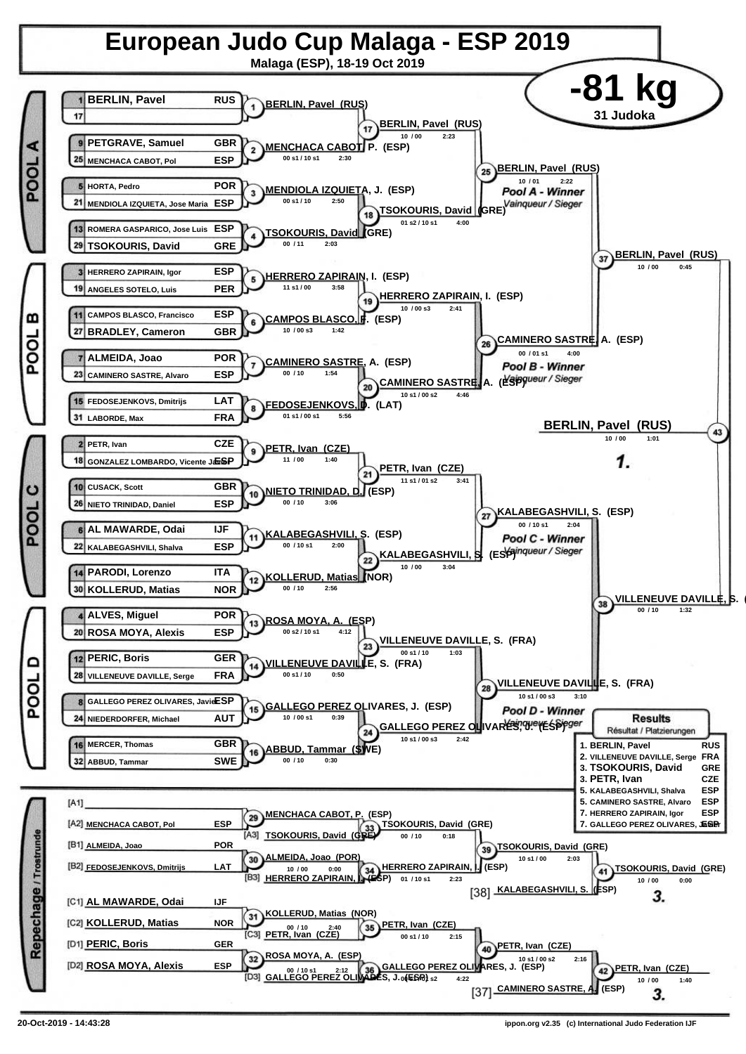# European Judo Cup Malaga - ESP 2019

**Malaga (ESP), 18-19 Oct 2019**

## -81 kg

**31 Judoka**

### POOL A

| Seed | Name | Nation |
|---|---|---|
| 1 | BERLIN, Pavel | RUS |
| 17 | | |
| 9 | PETGRAVE, Samuel | GBR |
| 25 | MENCHACA CABOT, Pol | ESP |
| 5 | HORTA, Pedro | POR |
| 21 | MENDIOLA IZQUIETA, Jose Maria | ESP |
| 13 | ROMERA GASPARICO, Jose Luis | ESP |
| 29 | TSOKOURIS, David | GRE |

- (1) BERLIN, Pavel (RUS)
- (2) MENCHACA CABOT, P. (ESP) — 00 s1 / 10 s1 — 2:30
- (3) MENDIOLA IZQUIETA, J. (ESP) — 00 s1 / 10 — 2:50
- (4) TSOKOURIS, David (GRE) — 00 / 11 — 2:03
- (17) BERLIN, Pavel (RUS) — 10 / 00 — 2:23
- (18) TSOKOURIS, David (GRE) — 01 s2 / 10 s1 — 4:00
- (25) BERLIN, Pavel (RUS) — 10 / 01 — 2:22 — *Pool A - Winner / Vainqueur / Sieger*

### POOL B

| Seed | Name | Nation |
|---|---|---|
| 3 | HERRERO ZAPIRAIN, Igor | ESP |
| 19 | ANGELES SOTELO, Luis | PER |
| 11 | CAMPOS BLASCO, Francisco | ESP |
| 27 | BRADLEY, Cameron | GBR |
| 7 | ALMEIDA, Joao | POR |
| 23 | CAMINERO SASTRE, Alvaro | ESP |
| 15 | FEDOSEJENKOVS, Dmitrijs | LAT |
| 31 | LABORDE, Max | FRA |

- (5) HERRERO ZAPIRAIN, I. (ESP) — 11 s1 / 00 — 3:58
- (6) CAMPOS BLASCO, F. (ESP) — 10 / 00 s3 — 1:42
- (7) CAMINERO SASTRE, A. (ESP) — 00 / 10 — 1:54
- (8) FEDOSEJENKOVS, D. (LAT) — 01 s1 / 00 s1 — 5:56
- (19) HERRERO ZAPIRAIN, I. (ESP) — 10 / 00 s3 — 2:41
- (20) CAMINERO SASTRE, A. (ESP) — 10 s1 / 00 s2 — 4:46
- (26) CAMINERO SASTRE, A. (ESP) — 00 / 01 s1 — 4:00 — *Pool B - Winner / Vainqueur / Sieger*

### POOL C

| Seed | Name | Nation |
|---|---|---|
| 2 | PETR, Ivan | CZE |
| 18 | GONZALEZ LOMBARDO, Vicente Javier | ESP |
| 10 | CUSACK, Scott | GBR |
| 26 | NIETO TRINIDAD, Daniel | ESP |
| 6 | AL MAWARDE, Odai | IJF |
| 22 | KALABEGASHVILI, Shalva | ESP |
| 14 | PARODI, Lorenzo | ITA |
| 30 | KOLLERUD, Matias | NOR |

- (9) PETR, Ivan (CZE) — 11 / 00 — 1:40
- (10) NIETO TRINIDAD, D. (ESP) — 00 / 10 — 3:06
- (11) KALABEGASHVILI, S. (ESP) — 00 / 10 s1 — 2:00
- (12) KOLLERUD, Matias (NOR) — 00 / 10 — 2:56
- (21) PETR, Ivan (CZE) — 11 s1 / 01 s2 — 3:41
- (22) KALABEGASHVILI, S. (ESP) — 10 / 00 — 3:04
- (27) KALABEGASHVILI, S. (ESP) — 00 / 10 s1 — 2:04 — *Pool C - Winner / Vainqueur / Sieger*

### POOL D

| Seed | Name | Nation |
|---|---|---|
| 4 | ALVES, Miguel | POR |
| 20 | ROSA MOYA, Alexis | ESP |
| 12 | PERIC, Boris | GER |
| 28 | VILLENEUVE DAVILLE, Serge | FRA |
| 8 | GALLEGO PEREZ OLIVARES, Javier | ESP |
| 24 | NIEDERDORFER, Michael | AUT |
| 16 | MERCER, Thomas | GBR |
| 32 | ABBUD, Tammar | SWE |

- (13) ROSA MOYA, A. (ESP) — 00 s2 / 10 s1 — 4:12
- (14) VILLENEUVE DAVILLE, S. (FRA) — 00 s1 / 10 — 0:50
- (15) GALLEGO PEREZ OLIVARES, J. (ESP) — 10 / 00 s1 — 0:39
- (16) ABBUD, Tammar (SWE) — 00 / 10 — 0:30
- (23) VILLENEUVE DAVILLE, S. (FRA) — 00 s1 / 10 — 1:03
- (24) GALLEGO PEREZ OLIVARES, J. (ESP) — 10 s1 / 00 s3 — 2:42
- (28) VILLENEUVE DAVILLE, S. (FRA) — 10 s1 / 00 s3 — 3:10 — *Pool D - Winner / Vainqueur / Sieger*

### Semi-finals and Final

- (37) BERLIN, Pavel (RUS) — 10 / 00 — 0:45
- (38) VILLENEUVE DAVILLE, S. (FRA) — 00 / 10 — 1:32
- (43) BERLIN, Pavel (RUS) — 10 / 00 — 1:01 — **1.**

### Repechage / Trostrunde

| Slot | Name | Nation |
|---|---|---|
| [A1] | | |
| [A2] | MENCHACA CABOT, Pol | ESP |
| [B1] | ALMEIDA, Joao | POR |
| [B2] | FEDOSEJENKOVS, Dmitrijs | LAT |
| [C1] | AL MAWARDE, Odai | IJF |
| [C2] | KOLLERUD, Matias | NOR |
| [D1] | PERIC, Boris | GER |
| [D2] | ROSA MOYA, Alexis | ESP |

- (29) MENCHACA CABOT, P. (ESP)
- [A3] TSOKOURIS, David (GRE)
- (33) TSOKOURIS, David (GRE) — 00 / 10 — 0:18
- (30) ALMEIDA, Joao (POR) — 10 / 00 — 0:00
- [B3] HERRERO ZAPIRAIN, I. (ESP)
- (34) HERRERO ZAPIRAIN, I. (ESP) — 01 / 10 s1 — 2:23
- (39) TSOKOURIS, David (GRE) — 10 s1 / 00 — 2:03
- [38] KALABEGASHVILI, S. (ESP)
- (41) TSOKOURIS, David (GRE) — 10 / 00 — 0:00 — **3.**
- (31) KOLLERUD, Matias (NOR) — 00 / 10 — 2:40
- [C3] PETR, Ivan (CZE)
- (35) PETR, Ivan (CZE) — 00 s1 / 10 — 2:15
- (32) ROSA MOYA, A. (ESP) — 00 / 10 s1 — 2:12
- [D3] GALLEGO PEREZ OLIVARES, J. (ESP)
- (36) GALLEGO PEREZ OLIVARES, J. (ESP) — 4:22
- (40) PETR, Ivan (CZE) — 10 s1 / 00 s2 — 2:16
- [37] CAMINERO SASTRE, A. (ESP)
- (42) PETR, Ivan (CZE) — 10 / 00 — 1:40 — **3.**

### Results / Résultat / Platzierungen

| Place | Name | Nation |
|---|---|---|
| 1. | BERLIN, Pavel | RUS |
| 2. | VILLENEUVE DAVILLE, Serge | FRA |
| 3. | TSOKOURIS, David | GRE |
| 3. | PETR, Ivan | CZE |
| 5. | KALABEGASHVILI, Shalva | ESP |
| 5. | CAMINERO SASTRE, Alvaro | ESP |
| 7. | HERRERO ZAPIRAIN, Igor | ESP |
| 7. | GALLEGO PEREZ OLIVARES, Javier | ESP |

20-Oct-2019 - 14:43:28 — ippon.org v2.35 (c) International Judo Federation IJF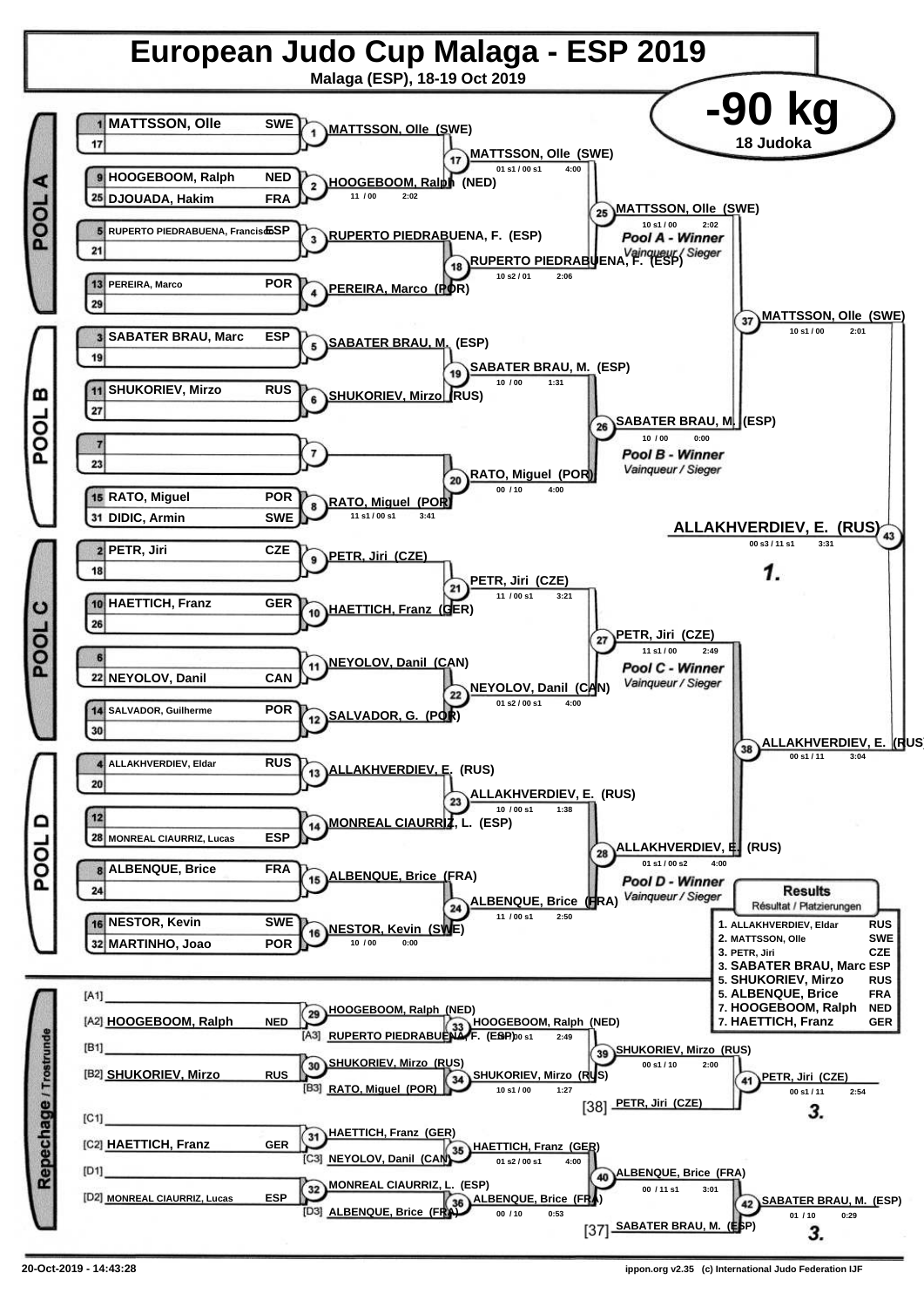# European Judo Cup Malaga - ESP 2019

Malaga (ESP), 18-19 Oct 2019

## -90 kg

18 Judoka

### POOL A

| Seed | Name | Nation |
|---|---|---|
| 1 | MATTSSON, Olle | SWE |
| 17 | | |
| 9 | HOOGEBOOM, Ralph | NED |
| 25 | DJOUADA, Hakim | FRA |
| 5 | RUPERTO PIEDRABUENA, Francisco | ESP |
| 21 | | |
| 13 | PEREIRA, Marco | POR |
| 29 | | |

- (1) MATTSSON, Olle (SWE)
- (2) HOOGEBOOM, Ralph (NED) — 11 / 00 — 2:02
- (3) RUPERTO PIEDRABUENA, F. (ESP)
- (4) PEREIRA, Marco (POR)
- (17) MATTSSON, Olle (SWE) — 01 s1 / 00 s1 — 4:00
- (18) RUPERTO PIEDRABUENA, F. (ESP) — 10 s2 / 01 — 2:06
- (25) MATTSSON, Olle (SWE) — 10 s1 / 00 — 2:02 — *Pool A - Winner / Vainqueur / Sieger*

### POOL B

| Seed | Name | Nation |
|---|---|---|
| 3 | SABATER BRAU, Marc | ESP |
| 19 | | |
| 11 | SHUKORIEV, Mirzo | RUS |
| 27 | | |
| 7 | | |
| 23 | | |
| 15 | RATO, Miguel | POR |
| 31 | DIDIC, Armin | SWE |

- (5) SABATER BRAU, M. (ESP)
- (6) SHUKORIEV, Mirzo (RUS)
- (7)
- (8) RATO, Miguel (POR) — 11 s1 / 00 s1 — 3:41
- (19) SABATER BRAU, M. (ESP) — 10 / 00 — 1:31
- (20) RATO, Miguel (POR) — 00 / 10 — 4:00
- (26) SABATER BRAU, M. (ESP) — 10 / 00 — 0:00 — *Pool B - Winner / Vainqueur / Sieger*

### POOL C

| Seed | Name | Nation |
|---|---|---|
| 2 | PETR, Jiri | CZE |
| 18 | | |
| 10 | HAETTICH, Franz | GER |
| 26 | | |
| 6 | | |
| 22 | NEYOLOV, Danil | CAN |
| 14 | SALVADOR, Guilherme | POR |
| 30 | | |

- (9) PETR, Jiri (CZE)
- (10) HAETTICH, Franz (GER)
- (11) NEYOLOV, Danil (CAN)
- (12) SALVADOR, G. (POR)
- (21) PETR, Jiri (CZE) — 11 / 00 s1 — 3:21
- (22) NEYOLOV, Danil (CAN) — 01 s2 / 00 s1 — 4:00
- (27) PETR, Jiri (CZE) — 11 s1 / 00 — 2:49 — *Pool C - Winner / Vainqueur / Sieger*

### POOL D

| Seed | Name | Nation |
|---|---|---|
| 4 | ALLAKHVERDIEV, Eldar | RUS |
| 20 | | |
| 12 | | |
| 28 | MONREAL CIAURRIZ, Lucas | ESP |
| 8 | ALBENQUE, Brice | FRA |
| 24 | | |
| 16 | NESTOR, Kevin | SWE |
| 32 | MARTINHO, Joao | POR |

- (13) ALLAKHVERDIEV, E. (RUS)
- (14) MONREAL CIAURRIZ, L. (ESP)
- (15) ALBENQUE, Brice (FRA)
- (16) NESTOR, Kevin (SWE) — 10 / 00 — 0:00
- (23) ALLAKHVERDIEV, E. (RUS) — 10 / 00 s1 — 1:38
- (24) ALBENQUE, Brice (FRA) — 11 / 00 s1 — 2:50
- (28) ALLAKHVERDIEV, E. (RUS) — 01 s1 / 00 s2 — 4:00 — *Pool D - Winner / Vainqueur / Sieger*

### Semi-finals and Final

- (37) MATTSSON, Olle (SWE) — 10 s1 / 00 — 2:01
- (38) ALLAKHVERDIEV, E. (RUS) — 00 s1 / 11 — 3:04
- (43) ALLAKHVERDIEV, E. (RUS) — 00 s3 / 11 s1 — 3:31 — **1.**

### Repechage / Trostrunde

- [A1]
- [A2] HOOGEBOOM, Ralph — NED
- [B1]
- [B2] SHUKORIEV, Mirzo — RUS
- [C1]
- [C2] HAETTICH, Franz — GER
- [D1]
- [D2] MONREAL CIAURRIZ, Lucas — ESP

- (29) HOOGEBOOM, Ralph (NED)
- (33) HOOGEBOOM, Ralph (NED) vs [A3] RUPERTO PIEDRABUENA, F. (ESP) — 10 / 00 s1 — 2:49
- (30) SHUKORIEV, Mirzo (RUS)
- (34) SHUKORIEV, Mirzo (RUS) vs [B3] RATO, Miguel (POR) — 10 s1 / 00 — 1:27
- (39) SHUKORIEV, Mirzo (RUS) — 00 s1 / 10 — 2:00
- (41) PETR, Jiri (CZE) vs [38] PETR, Jiri (CZE) — 00 s1 / 11 — 2:54 — **3.**
- (31) HAETTICH, Franz (GER)
- (35) HAETTICH, Franz (GER) vs [C3] NEYOLOV, Danil (CAN) — 01 s2 / 00 s1 — 4:00
- (32) MONREAL CIAURRIZ, L. (ESP)
- (36) ALBENQUE, Brice (FRA) vs [D3] ALBENQUE, Brice (FRA) — 00 / 10 — 0:53
- (40) ALBENQUE, Brice (FRA) — 00 / 11 s1 — 3:01
- (42) SABATER BRAU, M. (ESP) vs [37] SABATER BRAU, M. (ESP) — 01 / 10 — 0:29 — **3.**

### Results / Résultat / Platzierungen

| Place | Name | Nation |
|---|---|---|
| 1. | ALLAKHVERDIEV, Eldar | RUS |
| 2. | MATTSSON, Olle | SWE |
| 3. | PETR, Jiri | CZE |
| 3. | SABATER BRAU, Marc | ESP |
| 5. | SHUKORIEV, Mirzo | RUS |
| 5. | ALBENQUE, Brice | FRA |
| 7. | HOOGEBOOM, Ralph | NED |
| 7. | HAETTICH, Franz | GER |

20-Oct-2019 - 14:43:28 — ippon.org v2.35 (c) International Judo Federation IJF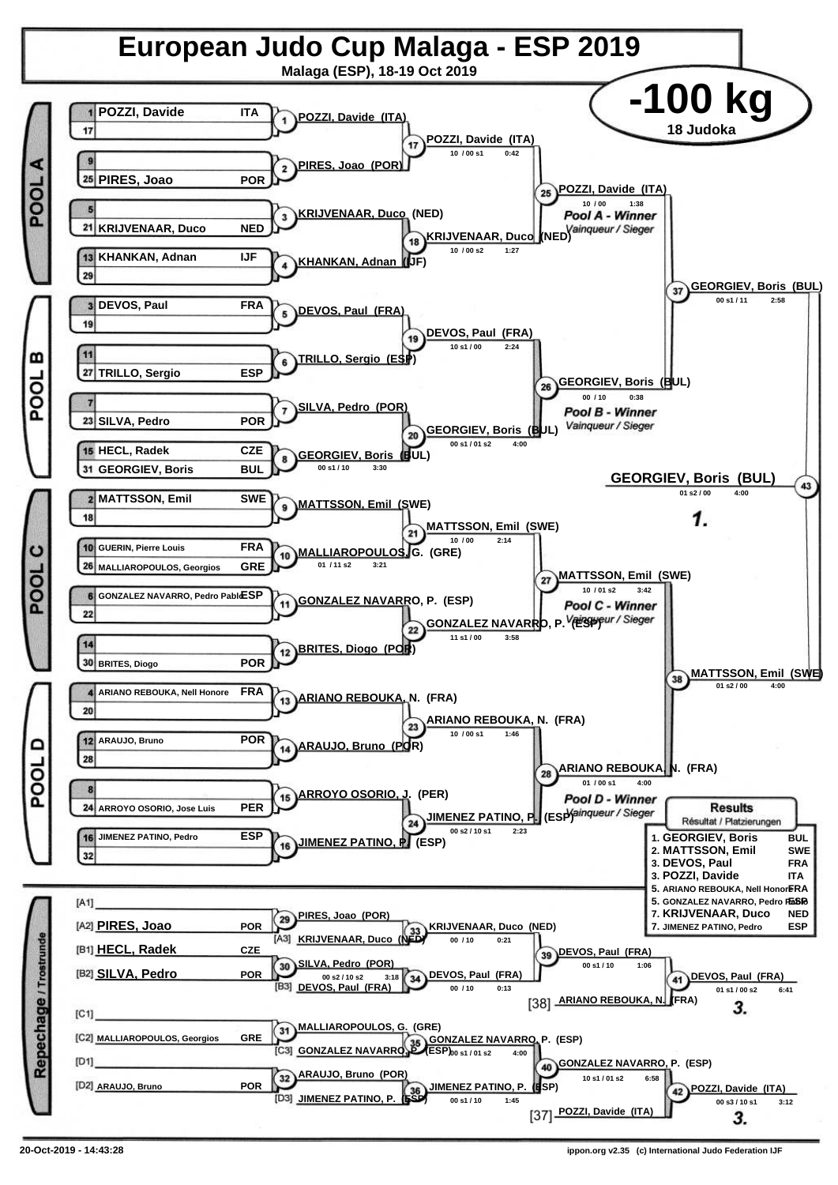# European Judo Cup Malaga - ESP 2019

**Malaga (ESP), 18-19 Oct 2019**

## -100 kg

18 Judoka

### POOL A

| Seed | Name | Nation |
|---|---|---|
| 1 | POZZI, Davide | ITA |
| 17 | | |
| 9 | | |
| 25 | PIRES, Joao | POR |
| 5 | | |
| 21 | KRIJVENAAR, Duco | NED |
| 13 | KHANKAN, Adnan | IJF |
| 29 | | |

- (1) POZZI, Davide (ITA)
- (2) PIRES, Joao (POR)
- (3) KRIJVENAAR, Duco (NED)
- (4) KHANKAN, Adnan (IJF)
- (17) POZZI, Davide (ITA) — 10 / 00 s1 — 0:42
- (18) KRIJVENAAR, Duco (NED) — 10 / 00 s2 — 1:27
- (25) POZZI, Davide (ITA) — 10 / 00 — 1:38 — *Pool A - Winner / Vainqueur / Sieger*

### POOL B

| Seed | Name | Nation |
|---|---|---|
| 3 | DEVOS, Paul | FRA |
| 19 | | |
| 11 | | |
| 27 | TRILLO, Sergio | ESP |
| 7 | | |
| 23 | SILVA, Pedro | POR |
| 15 | HECL, Radek | CZE |
| 31 | GEORGIEV, Boris | BUL |

- (5) DEVOS, Paul (FRA)
- (6) TRILLO, Sergio (ESP)
- (7) SILVA, Pedro (POR)
- (8) GEORGIEV, Boris (BUL) — 00 s1 / 10 — 3:30
- (19) DEVOS, Paul (FRA) — 10 s1 / 00 — 2:24
- (20) GEORGIEV, Boris (BUL) — 00 s1 / 01 s2 — 4:00
- (26) GEORGIEV, Boris (BUL) — 00 / 10 — 0:38 — *Pool B - Winner / Vainqueur / Sieger*

### POOL C

| Seed | Name | Nation |
|---|---|---|
| 2 | MATTSSON, Emil | SWE |
| 18 | | |
| 10 | GUERIN, Pierre Louis | FRA |
| 26 | MALLIAROPOULOS, Georgios | GRE |
| 6 | GONZALEZ NAVARRO, Pedro Pablo | ESP |
| 22 | | |
| 14 | | |
| 30 | BRITES, Diogo | POR |

- (9) MATTSSON, Emil (SWE)
- (10) MALLIAROPOULOS, G. (GRE) — 01 / 11 s2 — 3:21
- (11) GONZALEZ NAVARRO, P. (ESP)
- (12) BRITES, Diogo (POR)
- (21) MATTSSON, Emil (SWE) — 10 / 00 — 2:14
- (22) GONZALEZ NAVARRO, P. (ESP) — 11 s1 / 00 — 3:58
- (27) MATTSSON, Emil (SWE) — 10 / 01 s2 — 3:42 — *Pool C - Winner / Vainqueur / Sieger*

### POOL D

| Seed | Name | Nation |
|---|---|---|
| 4 | ARIANO REBOUKA, Nell Honore | FRA |
| 20 | | |
| 12 | ARAUJO, Bruno | POR |
| 28 | | |
| 8 | | |
| 24 | ARROYO OSORIO, Jose Luis | PER |
| 16 | JIMENEZ PATINO, Pedro | ESP |
| 32 | | |

- (13) ARIANO REBOUKA, N. (FRA)
- (14) ARAUJO, Bruno (POR)
- (15) ARROYO OSORIO, J. (PER)
- (16) JIMENEZ PATINO, P. (ESP)
- (23) ARIANO REBOUKA, N. (FRA) — 10 / 00 s1 — 1:46
- (24) JIMENEZ PATINO, P. (ESP) — 00 s2 / 10 s1 — 2:23
- (28) ARIANO REBOUKA, N. (FRA) — 01 / 00 s1 — 4:00 — *Pool D - Winner / Vainqueur / Sieger*

### Semi-finals and Final

- (37) GEORGIEV, Boris (BUL) — 00 s1 / 11 — 2:58
- (38) MATTSSON, Emil (SWE) — 01 s2 / 00 — 4:00
- (43) **GEORGIEV, Boris (BUL)** — 01 s2 / 00 — 4:00 — **1.**

### Repechage / Trostrunde

- [A1]
- [A2] PIRES, Joao — POR
- [B1] HECL, Radek — CZE
- [B2] SILVA, Pedro — POR
- [C1]
- [C2] MALLIAROPOULOS, Georgios — GRE
- [D1]
- [D2] ARAUJO, Bruno — POR

- (29) PIRES, Joao (POR)
- (30) SILVA, Pedro (POR) — 00 s2 / 10 s2 — 3:18
- (31) MALLIAROPOULOS, G. (GRE)
- (32) ARAUJO, Bruno (POR)
- (33) KRIJVENAAR, Duco (NED) vs [A3] KRIJVENAAR, Duco (NED) — 00 / 10 — 0:21
- (34) DEVOS, Paul (FRA) vs [B3] DEVOS, Paul (FRA) — 00 / 10 — 0:13
- (35) GONZALEZ NAVARRO, P. (ESP) vs [C3] GONZALEZ NAVARRO, P. (ESP) — 00 s1 / 01 s2 — 4:00
- (36) JIMENEZ PATINO, P. (ESP) vs [D3] JIMENEZ PATINO, P. (ESP) — 00 s1 / 10 — 1:45
- (39) DEVOS, Paul (FRA) — 00 s1 / 10 — 1:06
- (40) GONZALEZ NAVARRO, P. (ESP) — 10 s1 / 01 s2 — 6:58
- (41) DEVOS, Paul (FRA) vs [38] ARIANO REBOUKA, N. (FRA) — 01 s1 / 00 s2 — 6:41 — **3.**
- (42) POZZI, Davide (ITA) vs [37] POZZI, Davide (ITA) — 00 s3 / 10 s1 — 3:12 — **3.**

### Results / Résultat / Platzierungen

| Rank | Name | Nation |
|---|---|---|
| 1. | GEORGIEV, Boris | BUL |
| 2. | MATTSSON, Emil | SWE |
| 3. | DEVOS, Paul | FRA |
| 3. | POZZI, Davide | ITA |
| 5. | ARIANO REBOUKA, Nell Honore | FRA |
| 5. | GONZALEZ NAVARRO, Pedro Pablo | ESP |
| 7. | KRIJVENAAR, Duco | NED |
| 7. | JIMENEZ PATINO, Pedro | ESP |

20-Oct-2019 - 14:43:28 — ippon.org v2.35 (c) International Judo Federation IJF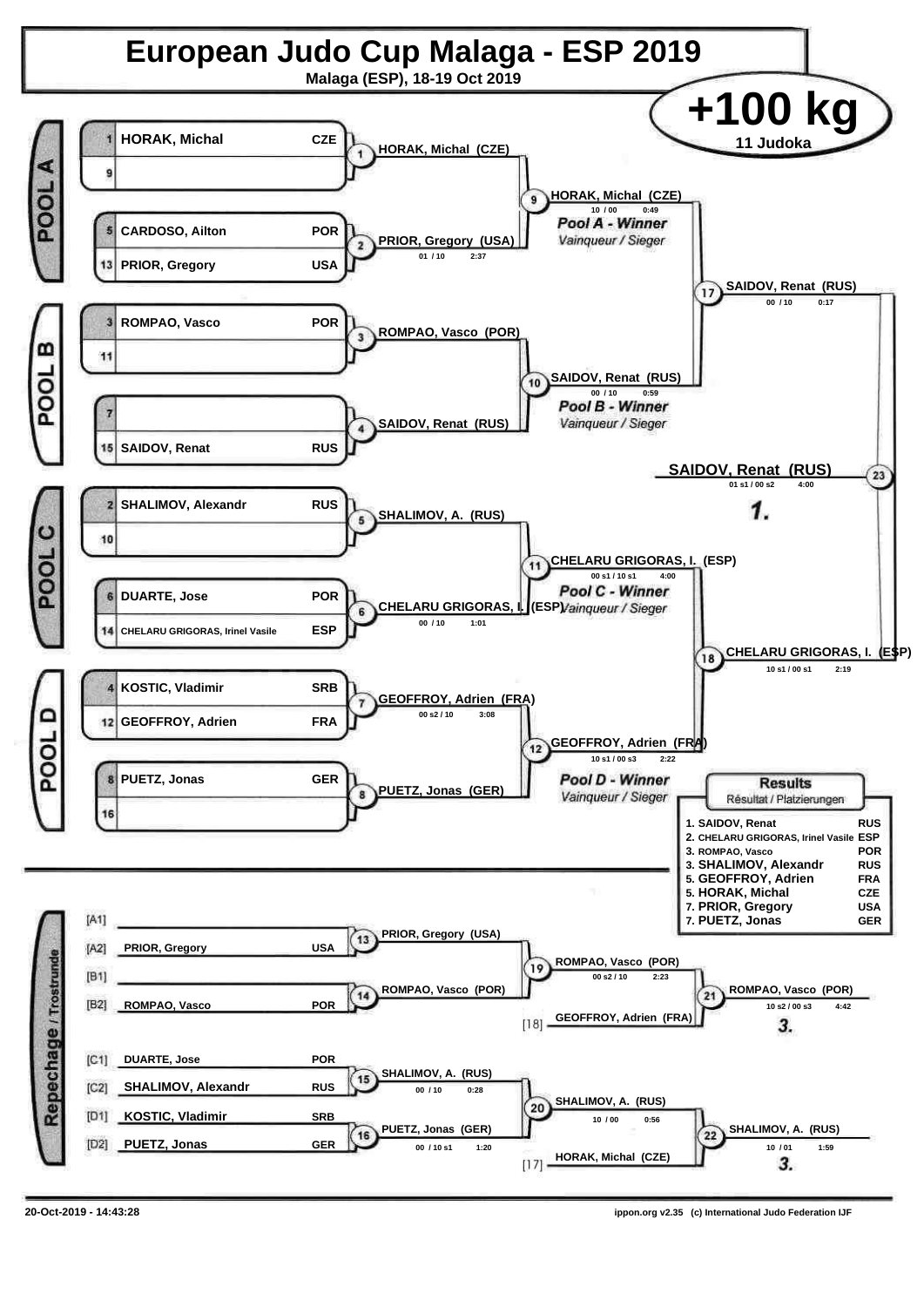# European Judo Cup Malaga - ESP 2019

**Malaga (ESP), 18-19 Oct 2019**

## +100 kg

11 Judoka

### POOL A

| No. | Name | Country |
|---|---|---|
| 1 | HORAK, Michal | CZE |
| 9 | | |
| 5 | CARDOSO, Ailton | POR |
| 13 | PRIOR, Gregory | USA |

- Contest 1: HORAK, Michal (CZE)
- Contest 2: PRIOR, Gregory (USA) — 01 / 10 — 2:37
- Contest 9: HORAK, Michal (CZE) — 10 / 00 — 0:49 — *Pool A - Winner* / *Vainqueur / Sieger*

### POOL B

| No. | Name | Country |
|---|---|---|
| 3 | ROMPAO, Vasco | POR |
| 11 | | |
| 7 | | |
| 15 | SAIDOV, Renat | RUS |

- Contest 3: ROMPAO, Vasco (POR)
- Contest 4: SAIDOV, Renat (RUS)
- Contest 10: SAIDOV, Renat (RUS) — 00 / 10 — 0:59 — *Pool B - Winner* / *Vainqueur / Sieger*

### POOL C

| No. | Name | Country |
|---|---|---|
| 2 | SHALIMOV, Alexandr | RUS |
| 10 | | |
| 6 | DUARTE, Jose | POR |
| 14 | CHELARU GRIGORAS, Irinel Vasile | ESP |

- Contest 5: SHALIMOV, A. (RUS)
- Contest 6: CHELARU GRIGORAS, I. (ESP) — 00 / 10 — 1:01
- Contest 11: CHELARU GRIGORAS, I. (ESP) — 00 s1 / 10 s1 — 4:00 — *Pool C - Winner* / *Vainqueur / Sieger*

### POOL D

| No. | Name | Country |
|---|---|---|
| 4 | KOSTIC, Vladimir | SRB |
| 12 | GEOFFROY, Adrien | FRA |
| 8 | PUETZ, Jonas | GER |
| 16 | | |

- Contest 7: GEOFFROY, Adrien (FRA) — 00 s2 / 10 — 3:08
- Contest 8: PUETZ, Jonas (GER)
- Contest 12: GEOFFROY, Adrien (FRA) — 10 s1 / 00 s3 — 2:22 — *Pool D - Winner* / *Vainqueur / Sieger*

### Semi-finals

- Contest 17: SAIDOV, Renat (RUS) — 00 / 10 — 0:17
- Contest 18: CHELARU GRIGORAS, I. (ESP) — 10 s1 / 00 s1 — 2:19

### Final

- Contest 23: **SAIDOV, Renat (RUS)** — 01 s1 / 00 s2 — 4:00 — **1.**

### Results
Résultat / Platzierungen

| Place | Name | Country |
|---|---|---|
| 1. | SAIDOV, Renat | RUS |
| 2. | CHELARU GRIGORAS, Irinel Vasile | ESP |
| 3. | ROMPAO, Vasco | POR |
| 3. | SHALIMOV, Alexandr | RUS |
| 5. | GEOFFROY, Adrien | FRA |
| 5. | HORAK, Michal | CZE |
| 7. | PRIOR, Gregory | USA |
| 7. | PUETZ, Jonas | GER |

### Repechage / Trostrunde

| Pos. | Name | Country |
|---|---|---|
| [A1] | | |
| [A2] | PRIOR, Gregory | USA |
| [B1] | | |
| [B2] | ROMPAO, Vasco | POR |
| [C1] | DUARTE, Jose | POR |
| [C2] | SHALIMOV, Alexandr | RUS |
| [D1] | KOSTIC, Vladimir | SRB |
| [D2] | PUETZ, Jonas | GER |

- Contest 13: PRIOR, Gregory (USA)
- Contest 14: ROMPAO, Vasco (POR)
- Contest 19: ROMPAO, Vasco (POR) — 00 s2 / 10 — 2:23
- [18] GEOFFROY, Adrien (FRA)
- Contest 21: ROMPAO, Vasco (POR) — 10 s2 / 00 s3 — 4:42 — **3.**
- Contest 15: SHALIMOV, A. (RUS) — 00 / 10 — 0:28
- Contest 16: PUETZ, Jonas (GER) — 00 / 10 s1 — 1:20
- Contest 20: SHALIMOV, A. (RUS) — 10 / 00 — 0:56
- [17] HORAK, Michal (CZE)
- Contest 22: SHALIMOV, A. (RUS) — 10 / 01 — 1:59 — **3.**

20-Oct-2019 - 14:43:28 — ippon.org v2.35 (c) International Judo Federation IJF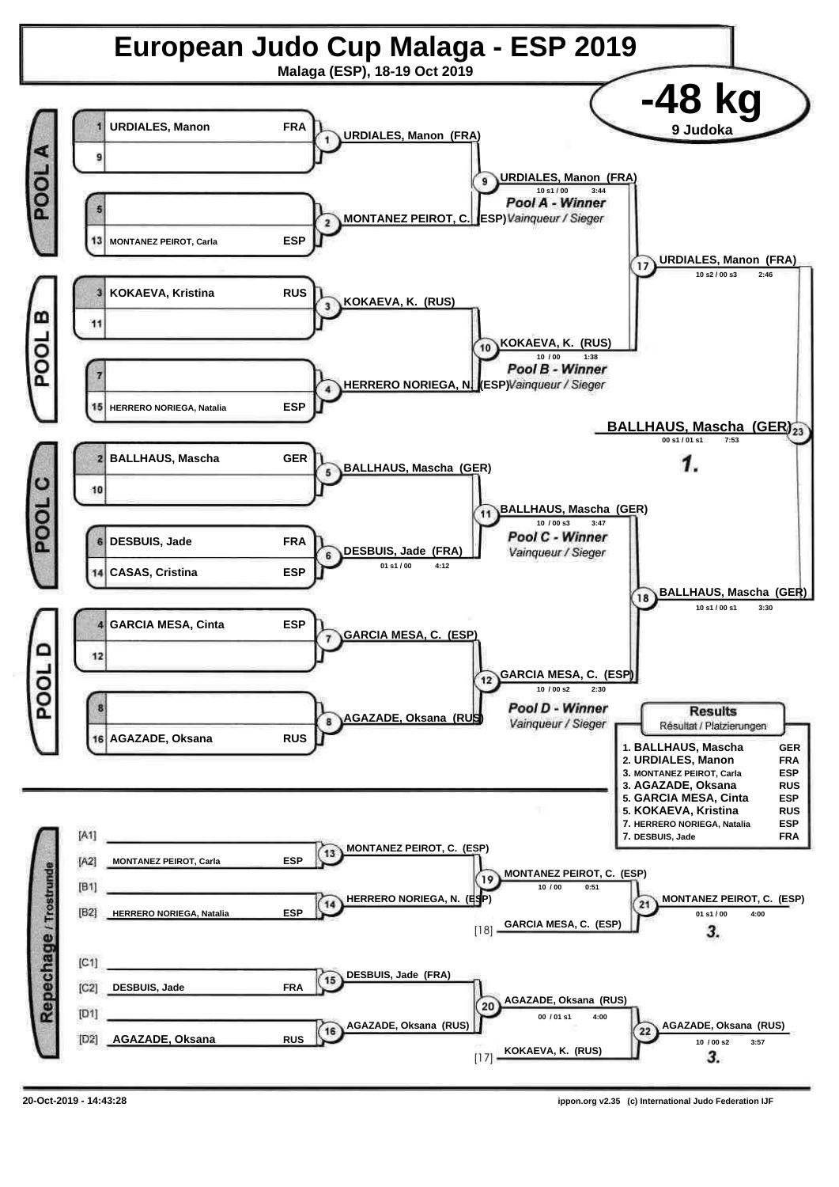# European Judo Cup Malaga - ESP 2019

**Malaga (ESP), 18-19 Oct 2019**

## -48 kg

**9 Judoka**

### POOL A

| Seed | Name | Nation |
|---|---|---|
| 1 | URDIALES, Manon | FRA |
| 9 | | |
| 5 | | |
| 13 | MONTANEZ PEIROT, Carla | ESP |

- (1) URDIALES, Manon (FRA)
- (2) MONTANEZ PEIROT, C. (ESP)
- (9) URDIALES, Manon (FRA) — 10 s1 / 00 — 3:44

*Pool A - Winner*
*Vainqueur / Sieger*

### POOL B

| Seed | Name | Nation |
|---|---|---|
| 3 | KOKAEVA, Kristina | RUS |
| 11 | | |
| 7 | | |
| 15 | HERRERO NORIEGA, Natalia | ESP |

- (3) KOKAEVA, K. (RUS)
- (4) HERRERO NORIEGA, N. (ESP)
- (10) KOKAEVA, K. (RUS) — 10 / 00 — 1:38

*Pool B - Winner*
*Vainqueur / Sieger*

### POOL C

| Seed | Name | Nation |
|---|---|---|
| 2 | BALLHAUS, Mascha | GER |
| 10 | | |
| 6 | DESBUIS, Jade | FRA |
| 14 | CASAS, Cristina | ESP |

- (5) BALLHAUS, Mascha (GER)
- (6) DESBUIS, Jade (FRA) — 01 s1 / 00 — 4:12
- (11) BALLHAUS, Mascha (GER) — 10 / 00 s3 — 3:47

*Pool C - Winner*
*Vainqueur / Sieger*

### POOL D

| Seed | Name | Nation |
|---|---|---|
| 4 | GARCIA MESA, Cinta | ESP |
| 12 | | |
| 8 | | |
| 16 | AGAZADE, Oksana | RUS |

- (7) GARCIA MESA, C. (ESP)
- (8) AGAZADE, Oksana (RUS)
- (12) GARCIA MESA, C. (ESP) — 10 / 00 s2 — 2:30

*Pool D - Winner*
*Vainqueur / Sieger*

### Semi-finals and Final

- (17) URDIALES, Manon (FRA) — 10 s2 / 00 s3 — 2:46
- (18) BALLHAUS, Mascha (GER) — 10 s1 / 00 s1 — 3:30
- (23) BALLHAUS, Mascha (GER) — 00 s1 / 01 s1 — 7:53 — **1.**

### Repechage / Trostrunde

| Position | Name | Nation |
|---|---|---|
| [A1] | | |
| [A2] | MONTANEZ PEIROT, Carla | ESP |
| [B1] | | |
| [B2] | HERRERO NORIEGA, Natalia | ESP |
| [C1] | | |
| [C2] | DESBUIS, Jade | FRA |
| [D1] | | |
| [D2] | AGAZADE, Oksana | RUS |

- (13) MONTANEZ PEIROT, C. (ESP)
- (14) HERRERO NORIEGA, N. (ESP)
- (19) MONTANEZ PEIROT, C. (ESP) — 10 / 00 — 0:51
- [18] GARCIA MESA, C. (ESP)
- (21) MONTANEZ PEIROT, C. (ESP) — 01 s1 / 00 — 4:00 — **3.**
- (15) DESBUIS, Jade (FRA)
- (16) AGAZADE, Oksana (RUS)
- (20) AGAZADE, Oksana (RUS) — 00 / 01 s1 — 4:00
- [17] KOKAEVA, K. (RUS)
- (22) AGAZADE, Oksana (RUS) — 10 / 00 s2 — 3:57 — **3.**

### Results
Résultat / Platzierungen

| Place | Name | Nation |
|---|---|---|
| 1. | BALLHAUS, Mascha | GER |
| 2. | URDIALES, Manon | FRA |
| 3. | MONTANEZ PEIROT, Carla | ESP |
| 3. | AGAZADE, Oksana | RUS |
| 5. | GARCIA MESA, Cinta | ESP |
| 5. | KOKAEVA, Kristina | RUS |
| 7. | HERRERO NORIEGA, Natalia | ESP |
| 7. | DESBUIS, Jade | FRA |

20-Oct-2019 - 14:43:28

ippon.org v2.35 (c) International Judo Federation IJF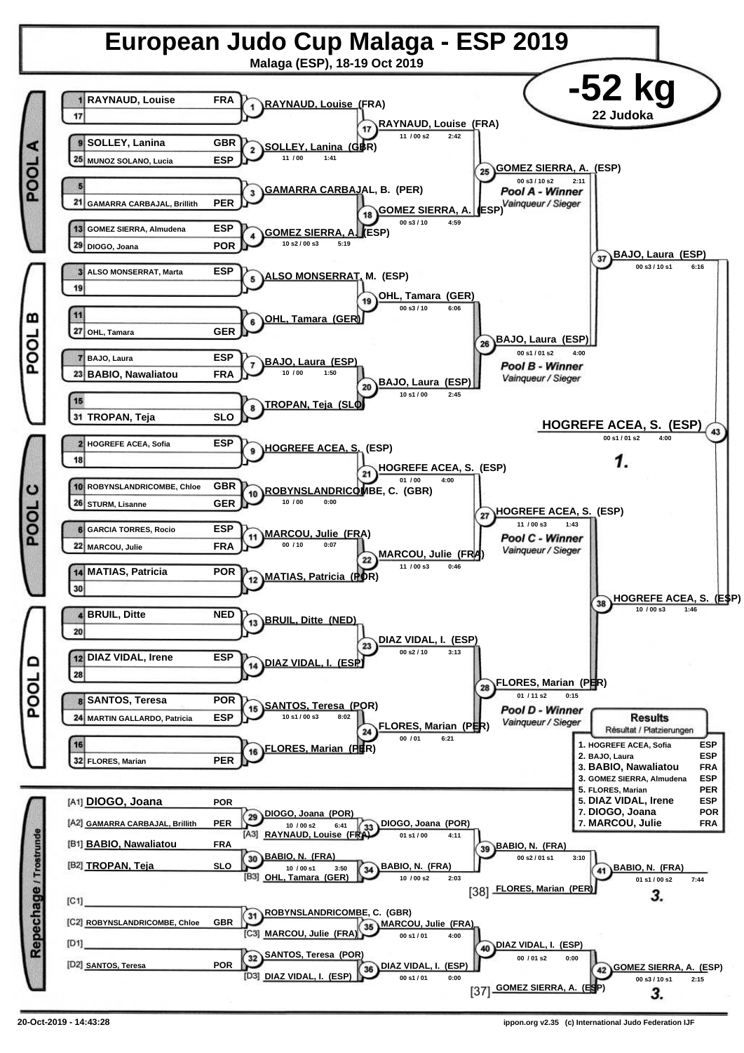# European Judo Cup Malaga - ESP 2019

**Malaga (ESP), 18-19 Oct 2019**

## -52 kg

22 Judoka

### POOL A

| Seed | Name | Nation |
|---|---|---|
| 1 | RAYNAUD, Louise | FRA |
| 17 | | |
| 9 | SOLLEY, Lanina | GBR |
| 25 | MUNOZ SOLANO, Lucia | ESP |
| 5 | | |
| 21 | GAMARRA CARBAJAL, Brillith | PER |
| 13 | GOMEZ SIERRA, Almudena | ESP |
| 29 | DIOGO, Joana | POR |

- (1) RAYNAUD, Louise (FRA)
- (2) SOLLEY, Lanina (GBR) — 11 / 00 — 1:41
- (3) GAMARRA CARBAJAL, B. (PER)
- (4) GOMEZ SIERRA, A. (ESP) — 10 s2 / 00 s3 — 5:19
- (17) RAYNAUD, Louise (FRA) — 11 / 00 s2 — 2:42
- (18) GOMEZ SIERRA, A. (ESP) — 00 s3 / 10 — 4:59
- (25) GOMEZ SIERRA, A. (ESP) — 00 s3 / 10 s2 — 2:11 — *Pool A - Winner / Vainqueur / Sieger*

### POOL B

| Seed | Name | Nation |
|---|---|---|
| 3 | ALSO MONSERRAT, Marta | ESP |
| 19 | | |
| 11 | | |
| 27 | OHL, Tamara | GER |
| 7 | BAJO, Laura | ESP |
| 23 | BABIO, Nawaliatou | FRA |
| 15 | | |
| 31 | TROPAN, Teja | SLO |

- (5) ALSO MONSERRAT, M. (ESP)
- (6) OHL, Tamara (GER)
- (7) BAJO, Laura (ESP) — 10 / 00 — 1:50
- (8) TROPAN, Teja (SLO)
- (19) OHL, Tamara (GER) — 00 s3 / 10 — 6:06
- (20) BAJO, Laura (ESP) — 10 s1 / 00 — 2:45
- (26) BAJO, Laura (ESP) — 00 s1 / 01 s2 — 4:00 — *Pool B - Winner / Vainqueur / Sieger*
- (37) BAJO, Laura (ESP) — 00 s3 / 10 s1 — 6:16

### POOL C

| Seed | Name | Nation |
|---|---|---|
| 2 | HOGREFE ACEA, Sofia | ESP |
| 18 | | |
| 10 | ROBYNSLANDRICOMBE, Chloe | GBR |
| 26 | STURM, Lisanne | GER |
| 6 | GARCIA TORRES, Rocio | ESP |
| 22 | MARCOU, Julie | FRA |
| 14 | MATIAS, Patricia | POR |
| 30 | | |

- (9) HOGREFE ACEA, S. (ESP)
- (10) ROBYNSLANDRICOMBE, C. (GBR) — 10 / 00 — 0:00
- (11) MARCOU, Julie (FRA) — 00 / 10 — 0:07
- (12) MATIAS, Patricia (POR)
- (21) HOGREFE ACEA, S. (ESP) — 01 / 00 — 4:00
- (22) MARCOU, Julie (FRA) — 11 / 00 s3 — 0:46
- (27) HOGREFE ACEA, S. (ESP) — 11 / 00 s3 — 1:43 — *Pool C - Winner / Vainqueur / Sieger*

### POOL D

| Seed | Name | Nation |
|---|---|---|
| 4 | BRUIL, Ditte | NED |
| 20 | | |
| 12 | DIAZ VIDAL, Irene | ESP |
| 28 | | |
| 8 | SANTOS, Teresa | POR |
| 24 | MARTIN GALLARDO, Patricia | ESP |
| 16 | | |
| 32 | FLORES, Marian | PER |

- (13) BRUIL, Ditte (NED)
- (14) DIAZ VIDAL, I. (ESP)
- (15) SANTOS, Teresa (POR) — 10 s1 / 00 s3 — 8:02
- (16) FLORES, Marian (PER)
- (23) DIAZ VIDAL, I. (ESP) — 00 s2 / 10 — 3:13
- (24) FLORES, Marian (PER) — 00 / 01 — 6:21
- (28) FLORES, Marian (PER) — 01 / 11 s2 — 0:15 — *Pool D - Winner / Vainqueur / Sieger*
- (38) HOGREFE ACEA, S. (ESP) — 10 / 00 s3 — 1:46

### Final

- (43) HOGREFE ACEA, S. (ESP) — 00 s1 / 01 s2 — 4:00 — **1.**

### Repechage / Trostrunde

| | Name | Nation |
|---|---|---|
| [A1] | DIOGO, Joana | POR |
| [A2] | GAMARRA CARBAJAL, Brillith | PER |
| [B1] | BABIO, Nawaliatou | FRA |
| [B2] | TROPAN, Teja | SLO |
| [C1] | | |
| [C2] | ROBYNSLANDRICOMBE, Chloe | GBR |
| [D1] | | |
| [D2] | SANTOS, Teresa | POR |

- (29) DIOGO, Joana (POR) — 10 / 00 s2 — 6:41
- (33) DIOGO, Joana (POR) vs [A3] RAYNAUD, Louise (FRA) — 01 s1 / 00 — 4:11
- (30) BABIO, N. (FRA) — 10 / 00 s1 — 3:50
- (34) BABIO, N. (FRA) vs [B3] OHL, Tamara (GER) — 10 / 00 s2 — 2:03
- (39) BABIO, N. (FRA) — 00 s2 / 01 s1 — 3:10
- (41) BABIO, N. (FRA) vs [38] FLORES, Marian (PER) — 01 s1 / 00 s2 — 7:44 — **3.**
- (31) ROBYNSLANDRICOMBE, C. (GBR)
- (35) MARCOU, Julie (FRA) vs [C3] MARCOU, Julie (FRA) — 00 s1 / 01 — 4:00
- (32) SANTOS, Teresa (POR)
- (36) DIAZ VIDAL, I. (ESP) vs [D3] DIAZ VIDAL, I. (ESP) — 00 s1 / 01 — 0:00
- (40) DIAZ VIDAL, I. (ESP) — 00 / 01 s2 — 0:00
- (42) GOMEZ SIERRA, A. (ESP) vs [37] GOMEZ SIERRA, A. (ESP) — 00 s3 / 10 s1 — 2:15 — **3.**

### Results / Résultat / Platzierungen

| Place | Name | Nation |
|---|---|---|
| 1. | HOGREFE ACEA, Sofia | ESP |
| 2. | BAJO, Laura | ESP |
| 3. | BABIO, Nawaliatou | FRA |
| 3. | GOMEZ SIERRA, Almudena | ESP |
| 5. | FLORES, Marian | PER |
| 5. | DIAZ VIDAL, Irene | ESP |
| 7. | DIOGO, Joana | POR |
| 7. | MARCOU, Julie | FRA |

20-Oct-2019 - 14:43:28

ippon.org v2.35 (c) International Judo Federation IJF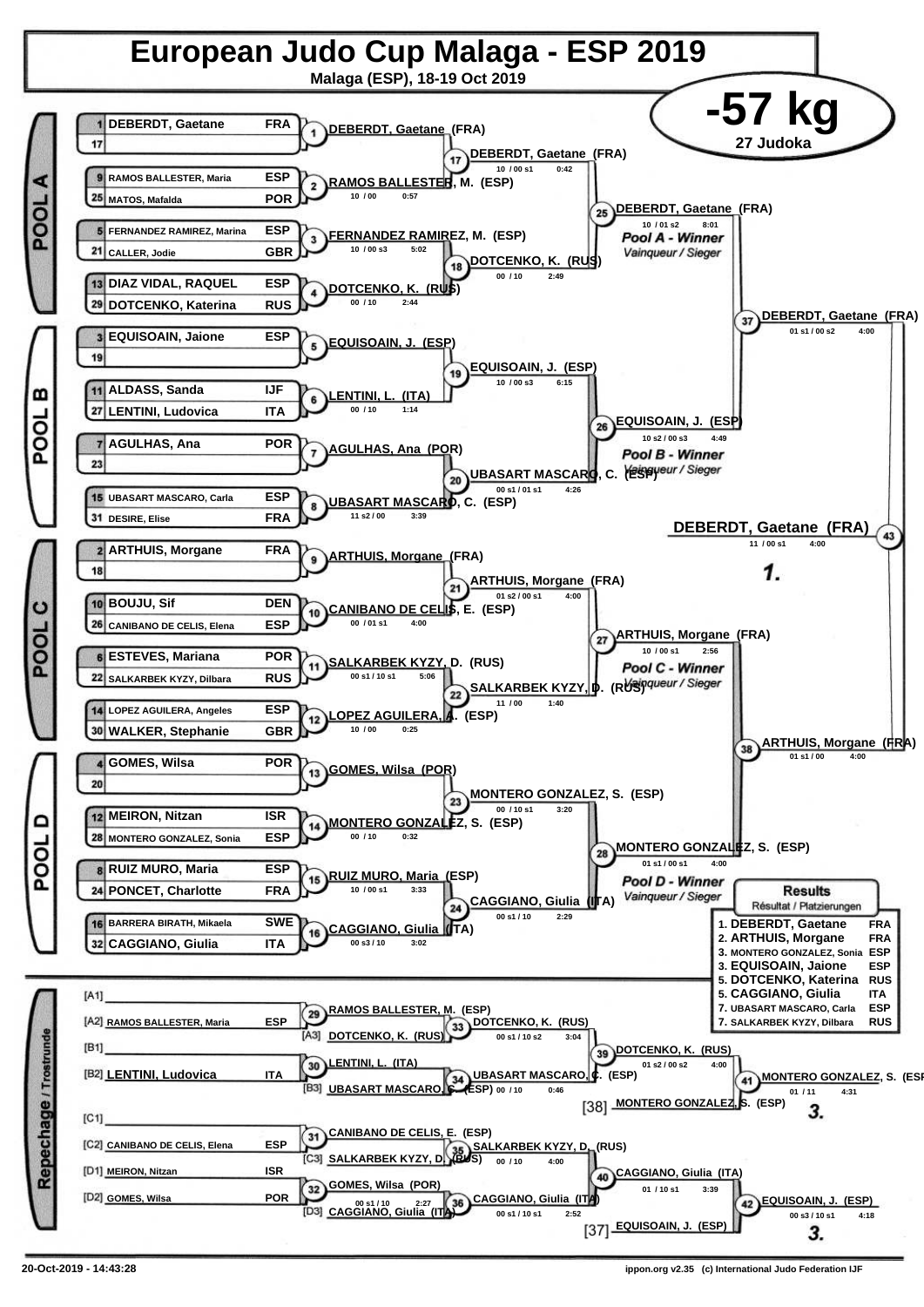# European Judo Cup Malaga - ESP 2019

**Malaga (ESP), 18-19 Oct 2019**

## -57 kg

**27 Judoka**

### POOL A

| Seed | Name | Nation |
|---|---|---|
| 1 | DEBERDT, Gaetane | FRA |
| 17 | | |
| 9 | RAMOS BALLESTER, Maria | ESP |
| 25 | MATOS, Mafalda | POR |
| 5 | FERNANDEZ RAMIREZ, Marina | ESP |
| 21 | CALLER, Jodie | GBR |
| 13 | DIAZ VIDAL, RAQUEL | ESP |
| 29 | DOTCENKO, Katerina | RUS |

- (1) DEBERDT, Gaetane (FRA)
- (2) RAMOS BALLESTER, M. (ESP) — 10 / 00 — 0:57
- (3) FERNANDEZ RAMIREZ, M. (ESP) — 10 / 00 s3 — 5:02
- (4) DOTCENKO, K. (RUS) — 00 / 10 — 2:44
- (17) DEBERDT, Gaetane (FRA) — 10 / 00 s1 — 0:42
- (18) DOTCENKO, K. (RUS) — 00 / 10 — 2:49
- (25) DEBERDT, Gaetane (FRA) — 10 / 01 s2 — 8:01 — Pool A - Winner / Vainqueur / Sieger

### POOL B

| Seed | Name | Nation |
|---|---|---|
| 3 | EQUISOAIN, Jaione | ESP |
| 19 | | |
| 11 | ALDASS, Sanda | IJF |
| 27 | LENTINI, Ludovica | ITA |
| 7 | AGULHAS, Ana | POR |
| 23 | | |
| 15 | UBASART MASCARO, Carla | ESP |
| 31 | DESIRE, Elise | FRA |

- (5) EQUISOAIN, J. (ESP)
- (6) LENTINI, L. (ITA) — 00 / 10 — 1:14
- (7) AGULHAS, Ana (POR)
- (8) UBASART MASCARO, C. (ESP) — 11 s2 / 00 — 3:39
- (19) EQUISOAIN, J. (ESP) — 10 / 00 s3 — 6:15
- (20) UBASART MASCARO, C. (ESP) — 00 s1 / 01 s1 — 4:26
- (26) EQUISOAIN, J. (ESP) — 10 s2 / 00 s3 — 4:49 — Pool B - Winner / Vainqueur / Sieger

### POOL C

| Seed | Name | Nation |
|---|---|---|
| 2 | ARTHUIS, Morgane | FRA |
| 18 | | |
| 10 | BOUJU, Sif | DEN |
| 26 | CANIBANO DE CELIS, Elena | ESP |
| 6 | ESTEVES, Mariana | POR |
| 22 | SALKARBEK KYZY, Dilbara | RUS |
| 14 | LOPEZ AGUILERA, Angeles | ESP |
| 30 | WALKER, Stephanie | GBR |

- (9) ARTHUIS, Morgane (FRA)
- (10) CANIBANO DE CELIS, E. (ESP) — 00 / 01 s1 — 4:00
- (11) SALKARBEK KYZY, D. (RUS) — 00 s1 / 10 s1 — 5:06
- (12) LOPEZ AGUILERA, A. (ESP) — 10 / 00 — 0:25
- (21) ARTHUIS, Morgane (FRA) — 01 s2 / 00 s1 — 4:00
- (22) SALKARBEK KYZY, D. (RUS) — 11 / 00 — 1:40
- (27) ARTHUIS, Morgane (FRA) — 10 / 00 s1 — 2:56 — Pool C - Winner / Vainqueur / Sieger

### POOL D

| Seed | Name | Nation |
|---|---|---|
| 4 | GOMES, Wilsa | POR |
| 20 | | |
| 12 | MEIRON, Nitzan | ISR |
| 28 | MONTERO GONZALEZ, Sonia | ESP |
| 8 | RUIZ MURO, Maria | ESP |
| 24 | PONCET, Charlotte | FRA |
| 16 | BARRERA BIRATH, Mikaela | SWE |
| 32 | CAGGIANO, Giulia | ITA |

- (13) GOMES, Wilsa (POR)
- (14) MONTERO GONZALEZ, S. (ESP) — 00 / 10 — 0:32
- (15) RUIZ MURO, Maria (ESP) — 10 / 00 s1 — 3:33
- (16) CAGGIANO, Giulia (ITA) — 00 s3 / 10 — 3:02
- (23) MONTERO GONZALEZ, S. (ESP) — 00 / 10 s1 — 3:20
- (24) CAGGIANO, Giulia (ITA) — 00 s1 / 10 — 2:29
- (28) MONTERO GONZALEZ, S. (ESP) — 01 s1 / 00 s1 — 4:00 — Pool D - Winner / Vainqueur / Sieger

### Semi-finals and Final

- (37) DEBERDT, Gaetane (FRA) — 01 s1 / 00 s2 — 4:00
- (38) ARTHUIS, Morgane (FRA) — 01 s1 / 00 — 4:00
- (43) DEBERDT, Gaetane (FRA) — 11 / 00 s1 — 4:00 — 1.

### Repechage / Trostrunde

| Slot | Name | Nation |
|---|---|---|
| [A1] | | |
| [A2] | RAMOS BALLESTER, Maria | ESP |
| [B1] | | |
| [B2] | LENTINI, Ludovica | ITA |
| [C1] | | |
| [C2] | CANIBANO DE CELIS, Elena | ESP |
| [D1] | MEIRON, Nitzan | ISR |
| [D2] | GOMES, Wilsa | POR |

- (29) RAMOS BALLESTER, M. (ESP)
- (30) LENTINI, L. (ITA)
- (31) CANIBANO DE CELIS, E. (ESP)
- (32) GOMES, Wilsa (POR) — 00 s1 / 10 — 2:27
- (33) [A3] DOTCENKO, K. (RUS) vs RAMOS BALLESTER, M. → DOTCENKO, K. (RUS) — 00 s1 / 10 s2 — 3:04
- (34) [B3] UBASART MASCARO, C. (ESP) vs LENTINI, L. → UBASART MASCARO, C. (ESP) — 00 / 10 — 0:46
- (35) [C3] SALKARBEK KYZY, D. (RUS) vs CANIBANO DE CELIS, E. → SALKARBEK KYZY, D. (RUS) — 00 / 10 — 4:00
- (36) [D3] CAGGIANO, Giulia (ITA) vs GOMES, Wilsa → CAGGIANO, Giulia (ITA) — 00 s1 / 10 s1 — 2:52
- (39) DOTCENKO, K. (RUS) — 01 s2 / 00 s2 — 4:00
- (40) CAGGIANO, Giulia (ITA) — 01 / 10 s1 — 3:39
- (41) [38] MONTERO GONZALEZ, S. (ESP) vs DOTCENKO, K. → MONTERO GONZALEZ, S. (ESP) — 01 / 11 — 4:31 — 3.
- (42) [37] EQUISOAIN, J. (ESP) vs CAGGIANO, Giulia → EQUISOAIN, J. (ESP) — 00 s3 / 10 s1 — 4:18 — 3.

### Results / Résultat / Platzierungen

| Place | Name | Nation |
|---|---|---|
| 1. | DEBERDT, Gaetane | FRA |
| 2. | ARTHUIS, Morgane | FRA |
| 3. | MONTERO GONZALEZ, Sonia | ESP |
| 3. | EQUISOAIN, Jaione | ESP |
| 5. | DOTCENKO, Katerina | RUS |
| 5. | CAGGIANO, Giulia | ITA |
| 7. | UBASART MASCARO, Carla | ESP |
| 7. | SALKARBEK KYZY, Dilbara | RUS |

20-Oct-2019 - 14:43:28 — ippon.org v2.35 (c) International Judo Federation IJF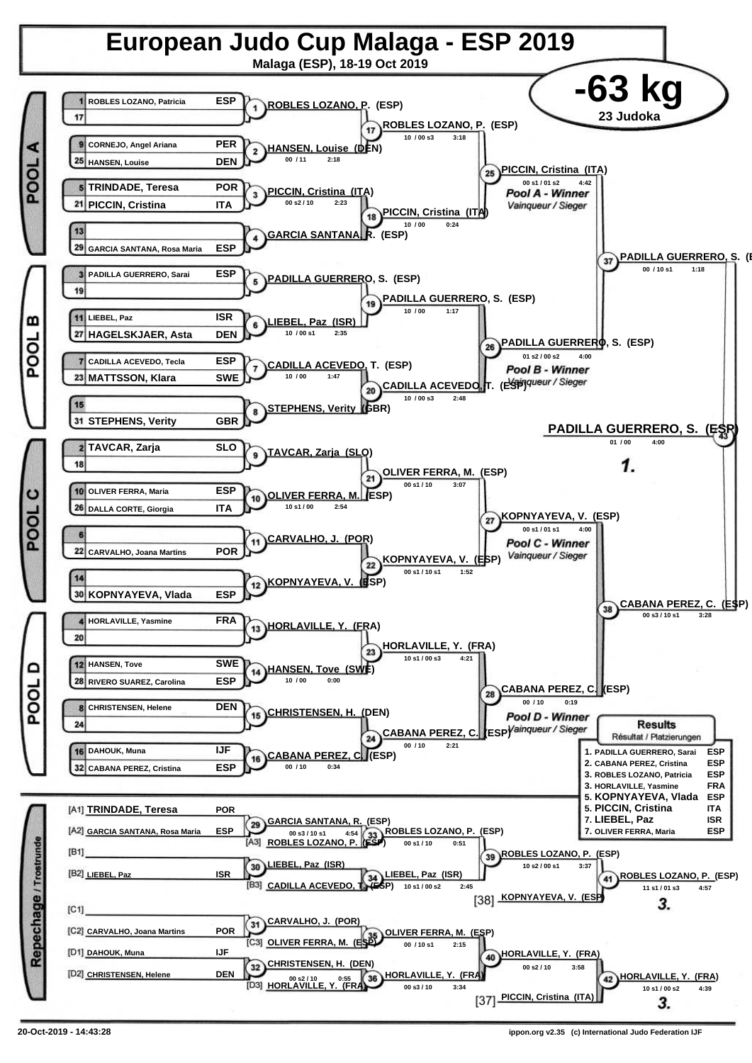# European Judo Cup Malaga - ESP 2019

**Malaga (ESP), 18-19 Oct 2019**

## -63 kg

**23 Judoka**

### POOL A

| Seed | Name | Nation |
|---|---|---|
| 1 | ROBLES LOZANO, Patricia | ESP |
| 17 | | |
| 9 | CORNEJO, Angel Ariana | PER |
| 25 | HANSEN, Louise | DEN |
| 5 | TRINDADE, Teresa | POR |
| 21 | PICCIN, Cristina | ITA |
| 13 | | |
| 29 | GARCIA SANTANA, Rosa Maria | ESP |

- (1) ROBLES LOZANO, P. (ESP)
- (2) HANSEN, Louise (DEN) — 00 / 11 — 2:18
- (3) PICCIN, Cristina (ITA) — 00 s2 / 10 — 2:23
- (4) GARCIA SANTANA, R. (ESP)
- (17) ROBLES LOZANO, P. (ESP) — 10 / 00 s3 — 3:18
- (18) PICCIN, Cristina (ITA) — 10 / 00 — 0:24
- (25) PICCIN, Cristina (ITA) — 00 s1 / 01 s2 — 4:42 — *Pool A - Winner* / Vainqueur / Sieger

### POOL B

| Seed | Name | Nation |
|---|---|---|
| 3 | PADILLA GUERRERO, Sarai | ESP |
| 19 | | |
| 11 | LIEBEL, Paz | ISR |
| 27 | HAGELSKJAER, Asta | DEN |
| 7 | CADILLA ACEVEDO, Tecla | ESP |
| 23 | MATTSSON, Klara | SWE |
| 15 | | |
| 31 | STEPHENS, Verity | GBR |

- (5) PADILLA GUERRERO, S. (ESP)
- (6) LIEBEL, Paz (ISR) — 10 / 00 s1 — 2:35
- (7) CADILLA ACEVEDO, T. (ESP) — 10 / 00 — 1:47
- (8) STEPHENS, Verity (GBR)
- (19) PADILLA GUERRERO, S. (ESP) — 10 / 00 — 1:17
- (20) CADILLA ACEVEDO, T. (ESP) — 10 / 00 s3 — 2:48
- (26) PADILLA GUERRERO, S. (ESP) — 01 s2 / 00 s2 — 4:00 — *Pool B - Winner* / Vainqueur / Sieger

### POOL C

| Seed | Name | Nation |
|---|---|---|
| 2 | TAVCAR, Zarja | SLO |
| 18 | | |
| 10 | OLIVER FERRA, Maria | ESP |
| 26 | DALLA CORTE, Giorgia | ITA |
| 6 | | |
| 22 | CARVALHO, Joana Martins | POR |
| 14 | | |
| 30 | KOPNYAYEVA, Vlada | ESP |

- (9) TAVCAR, Zarja (SLO)
- (10) OLIVER FERRA, M. (ESP) — 10 s1 / 00 — 2:54
- (11) CARVALHO, J. (POR)
- (12) KOPNYAYEVA, V. (ESP)
- (21) OLIVER FERRA, M. (ESP) — 00 s1 / 10 — 3:07
- (22) KOPNYAYEVA, V. (ESP) — 00 s1 / 10 s1 — 1:52
- (27) KOPNYAYEVA, V. (ESP) — 00 s1 / 01 s1 — 4:00 — *Pool C - Winner* / Vainqueur / Sieger

### POOL D

| Seed | Name | Nation |
|---|---|---|
| 4 | HORLAVILLE, Yasmine | FRA |
| 20 | | |
| 12 | HANSEN, Tove | SWE |
| 28 | RIVERO SUAREZ, Carolina | ESP |
| 8 | CHRISTENSEN, Helene | DEN |
| 24 | | |
| 16 | DAHOUK, Muna | IJF |
| 32 | CABANA PEREZ, Cristina | ESP |

- (13) HORLAVILLE, Y. (FRA)
- (14) HANSEN, Tove (SWE) — 10 / 00 — 0:00
- (15) CHRISTENSEN, H. (DEN)
- (16) CABANA PEREZ, C. (ESP) — 00 / 10 — 0:34
- (23) HORLAVILLE, Y. (FRA) — 10 s1 / 00 s3 — 4:21
- (24) CABANA PEREZ, C. (ESP) — 00 / 10 — 2:21
- (28) CABANA PEREZ, C. (ESP) — 00 / 10 — 0:19 — *Pool D - Winner* / Vainqueur / Sieger

### Semi-finals and Final

- (37) PADILLA GUERRERO, S. (ESP) — 00 / 10 s1 — 1:18
- (38) CABANA PEREZ, C. (ESP) — 00 s3 / 10 s1 — 3:28
- (43) PADILLA GUERRERO, S. (ESP) — 01 / 00 — 4:00 — **1.**

### Repechage / Trostrunde

| Slot | Name | Nation |
|---|---|---|
| [A1] | TRINDADE, Teresa | POR |
| [A2] | GARCIA SANTANA, Rosa Maria | ESP |
| [B1] | | |
| [B2] | LIEBEL, Paz | ISR |
| [C1] | | |
| [C2] | CARVALHO, Joana Martins | POR |
| [D1] | DAHOUK, Muna | IJF |
| [D2] | CHRISTENSEN, Helene | DEN |

- (29) GARCIA SANTANA, R. (ESP)
- (30) LIEBEL, Paz (ISR)
- (31) CARVALHO, J. (POR)
- (32) CHRISTENSEN, H. (DEN) — 00 s2 / 10 — 0:55
- (33) [A3] ROBLES LOZANO, P. (ESP) vs GARCIA SANTANA, R. — ROBLES LOZANO, P. (ESP) — 00 s3 / 10 s1 — 4:54; 00 s1 / 10 — 0:51
- (34) [B3] CADILLA ACEVEDO, T. (ESP) vs LIEBEL, Paz — LIEBEL, Paz (ISR) — 10 s1 / 00 s2 — 2:45
- (35) [C3] OLIVER FERRA, M. (ESP) vs CARVALHO, J. — OLIVER FERRA, M. (ESP) — 00 / 10 s1 — 2:15
- (36) [D3] HORLAVILLE, Y. (FRA) vs CHRISTENSEN, H. — HORLAVILLE, Y. (FRA) — 00 s3 / 10 — 3:34
- (39) ROBLES LOZANO, P. (ESP) — 10 s2 / 00 s1 — 3:37
- (40) HORLAVILLE, Y. (FRA) — 00 s2 / 10 — 3:58
- (41) [38] KOPNYAYEVA, V. (ESP) vs ROBLES LOZANO, P. — ROBLES LOZANO, P. (ESP) — 11 s1 / 01 s3 — 4:57 — **3.**
- (42) [37] PICCIN, Cristina (ITA) vs HORLAVILLE, Y. — HORLAVILLE, Y. (FRA) — 10 s1 / 00 s2 — 4:39 — **3.**

### Results

Résultat / Platzierungen

| Place | Name | Nation |
|---|---|---|
| 1. | PADILLA GUERRERO, Sarai | ESP |
| 2. | CABANA PEREZ, Cristina | ESP |
| 3. | ROBLES LOZANO, Patricia | ESP |
| 3. | HORLAVILLE, Yasmine | FRA |
| 5. | KOPNYAYEVA, Vlada | ESP |
| 5. | PICCIN, Cristina | ITA |
| 7. | LIEBEL, Paz | ISR |
| 7. | OLIVER FERRA, Maria | ESP |

20-Oct-2019 - 14:43:28

ippon.org v2.35 (c) International Judo Federation IJF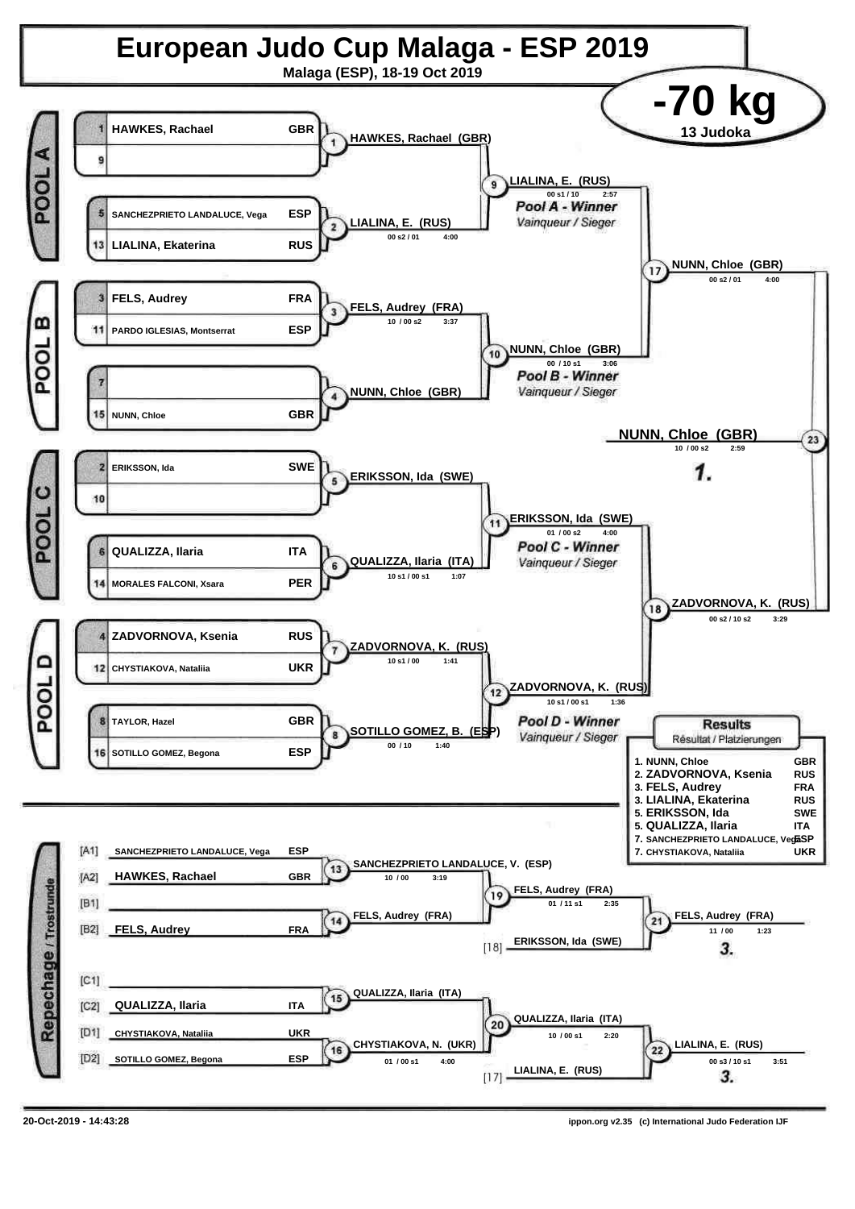# European Judo Cup Malaga - ESP 2019

Malaga (ESP), 18-19 Oct 2019

## -70 kg

13 Judoka

### POOL A

| Seed | Name | Country |
|---|---|---|
| 1 | HAWKES, Rachael | GBR |
| 9 | | |
| 5 | SANCHEZPRIETO LANDALUCE, Vega | ESP |
| 13 | LIALINA, Ekaterina | RUS |

- Contest 1: HAWKES, Rachael (GBR)
- Contest 2: LIALINA, E. (RUS) — 00 s2 / 01 — 4:00
- Contest 9: LIALINA, E. (RUS) — 00 s1 / 10 — 2:57

*Pool A - Winner*
*Vainqueur / Sieger*

### POOL B

| Seed | Name | Country |
|---|---|---|
| 3 | FELS, Audrey | FRA |
| 11 | PARDO IGLESIAS, Montserrat | ESP |
| 7 | | |
| 15 | NUNN, Chloe | GBR |

- Contest 3: FELS, Audrey (FRA) — 10 / 00 s2 — 3:37
- Contest 4: NUNN, Chloe (GBR)
- Contest 10: NUNN, Chloe (GBR) — 00 / 10 s1 — 3:06

*Pool B - Winner*
*Vainqueur / Sieger*

- Contest 17: NUNN, Chloe (GBR) — 00 s2 / 01 — 4:00

### POOL C

| Seed | Name | Country |
|---|---|---|
| 2 | ERIKSSON, Ida | SWE |
| 10 | | |
| 6 | QUALIZZA, Ilaria | ITA |
| 14 | MORALES FALCONI, Xsara | PER |

- Contest 5: ERIKSSON, Ida (SWE)
- Contest 6: QUALIZZA, Ilaria (ITA) — 10 s1 / 00 s1 — 1:07
- Contest 11: ERIKSSON, Ida (SWE) — 01 / 00 s2 — 4:00

*Pool C - Winner*
*Vainqueur / Sieger*

### POOL D

| Seed | Name | Country |
|---|---|---|
| 4 | ZADVORNOVA, Ksenia | RUS |
| 12 | CHYSTIAKOVA, Nataliia | UKR |
| 8 | TAYLOR, Hazel | GBR |
| 16 | SOTILLO GOMEZ, Begona | ESP |

- Contest 7: ZADVORNOVA, K. (RUS) — 10 s1 / 00 — 1:41
- Contest 8: SOTILLO GOMEZ, B. (ESP) — 00 / 10 — 1:40
- Contest 12: ZADVORNOVA, K. (RUS) — 10 s1 / 00 s1 — 1:36

*Pool D - Winner*
*Vainqueur / Sieger*

- Contest 18: ZADVORNOVA, K. (RUS) — 00 s2 / 10 s2 — 3:29

### Final

- Contest 23: NUNN, Chloe (GBR) — 10 / 00 s2 — 2:59

**1.**

### Repechage / Trostrunde

| Pos | Name | Country |
|---|---|---|
| [A1] | SANCHEZPRIETO LANDALUCE, Vega | ESP |
| [A2] | HAWKES, Rachael | GBR |
| [B1] | | |
| [B2] | FELS, Audrey | FRA |
| [C1] | | |
| [C2] | QUALIZZA, Ilaria | ITA |
| [D1] | CHYSTIAKOVA, Nataliia | UKR |
| [D2] | SOTILLO GOMEZ, Begona | ESP |

- Contest 13: SANCHEZPRIETO LANDALUCE, V. (ESP) — 10 / 00 — 3:19
- Contest 14: FELS, Audrey (FRA)
- Contest 19: FELS, Audrey (FRA) — 01 / 11 s1 — 2:35
- [18] ERIKSSON, Ida (SWE)
- Contest 21: FELS, Audrey (FRA) — 11 / 00 — 1:23 — **3.**
- Contest 15: QUALIZZA, Ilaria (ITA)
- Contest 16: CHYSTIAKOVA, N. (UKR) — 01 / 00 s1 — 4:00
- Contest 20: QUALIZZA, Ilaria (ITA) — 10 / 00 s1 — 2:20
- [17] LIALINA, E. (RUS)
- Contest 22: LIALINA, E. (RUS) — 00 s3 / 10 s1 — 3:51 — **3.**

### Results

Résultat / Platzierungen

| Place | Name | Country |
|---|---|---|
| 1. | NUNN, Chloe | GBR |
| 2. | ZADVORNOVA, Ksenia | RUS |
| 3. | FELS, Audrey | FRA |
| 3. | LIALINA, Ekaterina | RUS |
| 5. | ERIKSSON, Ida | SWE |
| 5. | QUALIZZA, Ilaria | ITA |
| 7. | SANCHEZPRIETO LANDALUCE, Vega | ESP |
| 7. | CHYSTIAKOVA, Nataliia | UKR |

20-Oct-2019 - 14:43:28

ippon.org v2.35 (c) International Judo Federation IJF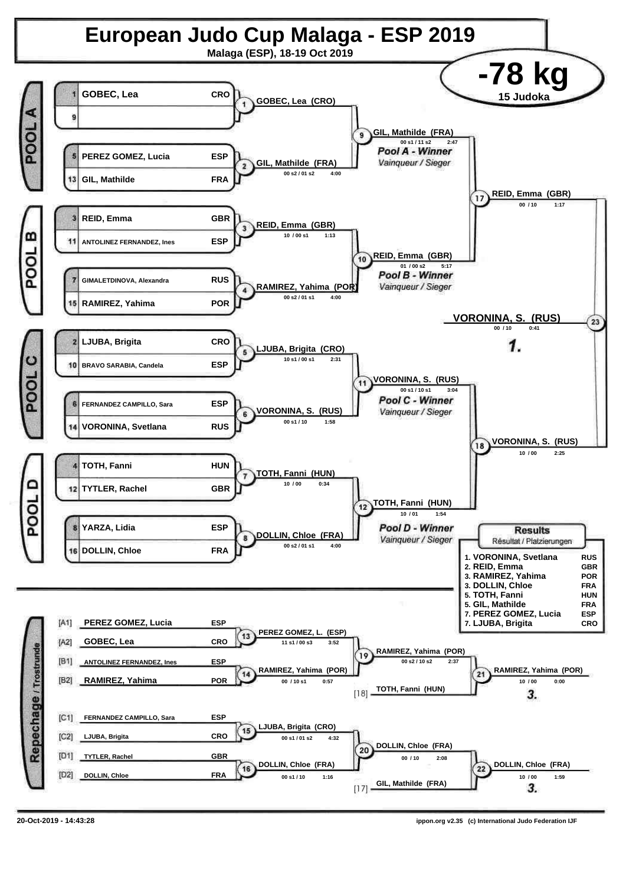# European Judo Cup Malaga - ESP 2019

**Malaga (ESP), 18-19 Oct 2019**

## -78 kg

**15 Judoka**

### POOL A

| Seed | Name | Country |
|---|---|---|
| 1 | GOBEC, Lea | CRO |
| 9 | | |
| 5 | PEREZ GOMEZ, Lucia | ESP |
| 13 | GIL, Mathilde | FRA |

- Contest 1: GOBEC, Lea (CRO)
- Contest 2: GIL, Mathilde (FRA) — 00 s2 / 01 s2 — 4:00
- Contest 9: GIL, Mathilde (FRA) — 00 s1 / 11 s2 — 2:47

*Pool A - Winner*
*Vainqueur / Sieger*

### POOL B

| Seed | Name | Country |
|---|---|---|
| 3 | REID, Emma | GBR |
| 11 | ANTOLINEZ FERNANDEZ, Ines | ESP |
| 7 | GIMALETDINOVA, Alexandra | RUS |
| 15 | RAMIREZ, Yahima | POR |

- Contest 3: REID, Emma (GBR) — 10 / 00 s1 — 1:13
- Contest 4: RAMIREZ, Yahima (POR) — 00 s2 / 01 s1 — 4:00
- Contest 10: REID, Emma (GBR) — 01 / 00 s2 — 5:17

*Pool B - Winner*
*Vainqueur / Sieger*

- Contest 17: REID, Emma (GBR) — 00 / 10 — 1:17

### POOL C

| Seed | Name | Country |
|---|---|---|
| 2 | LJUBA, Brigita | CRO |
| 10 | BRAVO SARABIA, Candela | ESP |
| 6 | FERNANDEZ CAMPILLO, Sara | ESP |
| 14 | VORONINA, Svetlana | RUS |

- Contest 5: LJUBA, Brigita (CRO) — 10 s1 / 00 s1 — 2:31
- Contest 6: VORONINA, S. (RUS) — 00 s1 / 10 — 1:58
- Contest 11: VORONINA, S. (RUS) — 00 s1 / 10 s1 — 3:04

*Pool C - Winner*
*Vainqueur / Sieger*

### POOL D

| Seed | Name | Country |
|---|---|---|
| 4 | TOTH, Fanni | HUN |
| 12 | TYTLER, Rachel | GBR |
| 8 | YARZA, Lidia | ESP |
| 16 | DOLLIN, Chloe | FRA |

- Contest 7: TOTH, Fanni (HUN) — 10 / 00 — 0:34
- Contest 8: DOLLIN, Chloe (FRA) — 00 s2 / 01 s1 — 4:00
- Contest 12: TOTH, Fanni (HUN) — 10 / 01 — 1:54

*Pool D - Winner*
*Vainqueur / Sieger*

- Contest 18: VORONINA, S. (RUS) — 10 / 00 — 2:25

### Final

- Contest 23: VORONINA, S. (RUS) — 00 / 10 — 0:41

**1.**

### Repechage / Trostrunde

| Pos | Name | Country |
|---|---|---|
| [A1] | PEREZ GOMEZ, Lucia | ESP |
| [A2] | GOBEC, Lea | CRO |
| [B1] | ANTOLINEZ FERNANDEZ, Ines | ESP |
| [B2] | RAMIREZ, Yahima | POR |
| [C1] | FERNANDEZ CAMPILLO, Sara | ESP |
| [C2] | LJUBA, Brigita | CRO |
| [D1] | TYTLER, Rachel | GBR |
| [D2] | DOLLIN, Chloe | FRA |

- Contest 13: PEREZ GOMEZ, L. (ESP) — 11 s1 / 00 s3 — 3:52
- Contest 14: RAMIREZ, Yahima (POR) — 00 / 10 s1 — 0:57
- Contest 19: RAMIREZ, Yahima (POR) — 00 s2 / 10 s2 — 2:37
- [18] TOTH, Fanni (HUN)
- Contest 21: RAMIREZ, Yahima (POR) — 10 / 00 — 0:00 — **3.**
- Contest 15: LJUBA, Brigita (CRO) — 00 s1 / 01 s2 — 4:32
- Contest 16: DOLLIN, Chloe (FRA) — 00 s1 / 10 — 1:16
- Contest 20: DOLLIN, Chloe (FRA) — 00 / 10 — 2:08
- [17] GIL, Mathilde (FRA)
- Contest 22: DOLLIN, Chloe (FRA) — 10 / 00 — 1:59 — **3.**

### Results
Résultat / Platzierungen

| Place | Name | Country |
|---|---|---|
| 1. | VORONINA, Svetlana | RUS |
| 2. | REID, Emma | GBR |
| 3. | RAMIREZ, Yahima | POR |
| 3. | DOLLIN, Chloe | FRA |
| 5. | TOTH, Fanni | HUN |
| 5. | GIL, Mathilde | FRA |
| 7. | PEREZ GOMEZ, Lucia | ESP |
| 7. | LJUBA, Brigita | CRO |

20-Oct-2019 - 14:43:28 — ippon.org v2.35 (c) International Judo Federation IJF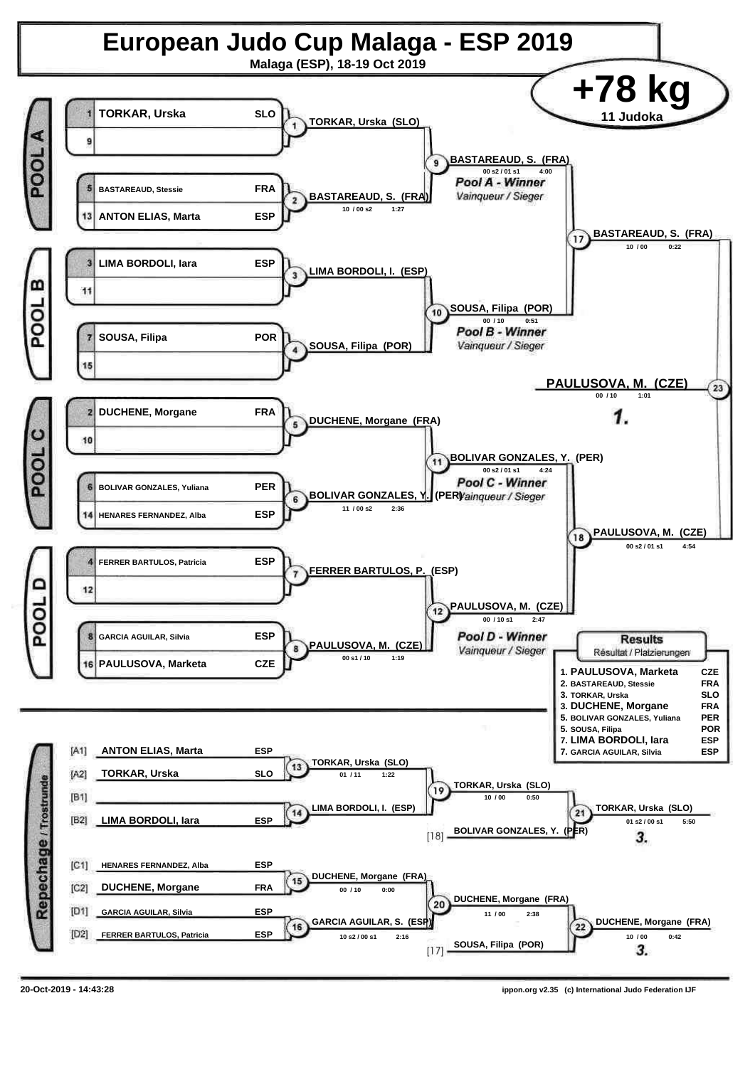# European Judo Cup Malaga - ESP 2019

**Malaga (ESP), 18-19 Oct 2019**

## +78 kg

11 Judoka

### POOL A

| Seed | Name | Country |
|---|---|---|
| 1 | TORKAR, Urska | SLO |
| 9 | | |
| 5 | BASTAREAUD, Stessie | FRA |
| 13 | ANTON ELIAS, Marta | ESP |

- (1) TORKAR, Urska (SLO)
- (2) BASTAREAUD, S. (FRA) — 10 / 00 s2 — 1:27
- (9) BASTAREAUD, S. (FRA) — 00 s2 / 01 s1 — 4:00

*Pool A - Winner*
*Vainqueur / Sieger*

### POOL B

| Seed | Name | Country |
|---|---|---|
| 3 | LIMA BORDOLI, Iara | ESP |
| 11 | | |
| 7 | SOUSA, Filipa | POR |
| 15 | | |

- (3) LIMA BORDOLI, I. (ESP)
- (4) SOUSA, Filipa (POR)
- (10) SOUSA, Filipa (POR) — 00 / 10 — 0:51

*Pool B - Winner*
*Vainqueur / Sieger*

- (17) BASTAREAUD, S. (FRA) — 10 / 00 — 0:22

### POOL C

| Seed | Name | Country |
|---|---|---|
| 2 | DUCHENE, Morgane | FRA |
| 10 | | |
| 6 | BOLIVAR GONZALES, Yuliana | PER |
| 14 | HENARES FERNANDEZ, Alba | ESP |

- (5) DUCHENE, Morgane (FRA)
- (6) BOLIVAR GONZALES, Y. (PER) — 11 / 00 s2 — 2:36
- (11) BOLIVAR GONZALES, Y. (PER) — 00 s2 / 01 s1 — 4:24

*Pool C - Winner*
*Vainqueur / Sieger*

### POOL D

| Seed | Name | Country |
|---|---|---|
| 4 | FERRER BARTULOS, Patricia | ESP |
| 12 | | |
| 8 | GARCIA AGUILAR, Silvia | ESP |
| 16 | PAULUSOVA, Marketa | CZE |

- (7) FERRER BARTULOS, P. (ESP)
- (8) PAULUSOVA, M. (CZE) — 00 s1 / 10 — 1:19
- (12) PAULUSOVA, M. (CZE) — 00 / 10 s1 — 2:47

*Pool D - Winner*
*Vainqueur / Sieger*

- (18) PAULUSOVA, M. (CZE) — 00 s2 / 01 s1 — 4:54

### Final

- (23) PAULUSOVA, M. (CZE) — 00 / 10 — 1:01

**1.**

### Results

Résultat / Platzierungen

| Place | Name | Country |
|---|---|---|
| 1. | PAULUSOVA, Marketa | CZE |
| 2. | BASTAREAUD, Stessie | FRA |
| 3. | TORKAR, Urska | SLO |
| 3. | DUCHENE, Morgane | FRA |
| 5. | BOLIVAR GONZALES, Yuliana | PER |
| 5. | SOUSA, Filipa | POR |
| 7. | LIMA BORDOLI, Iara | ESP |
| 7. | GARCIA AGUILAR, Silvia | ESP |

### Repechage / Trostrunde

| Pos | Name | Country |
|---|---|---|
| [A1] | ANTON ELIAS, Marta | ESP |
| [A2] | TORKAR, Urska | SLO |
| [B1] | | |
| [B2] | LIMA BORDOLI, Iara | ESP |
| [C1] | HENARES FERNANDEZ, Alba | ESP |
| [C2] | DUCHENE, Morgane | FRA |
| [D1] | GARCIA AGUILAR, Silvia | ESP |
| [D2] | FERRER BARTULOS, Patricia | ESP |

- (13) TORKAR, Urska (SLO) — 01 / 11 — 1:22
- (14) LIMA BORDOLI, I. (ESP)
- (19) TORKAR, Urska (SLO) — 10 / 00 — 0:50
- [18] BOLIVAR GONZALES, Y. (PER)
- (21) TORKAR, Urska (SLO) — 01 s2 / 00 s1 — 5:50 — **3.**
- (15) DUCHENE, Morgane (FRA) — 00 / 10 — 0:00
- (16) GARCIA AGUILAR, S. (ESP) — 10 s2 / 00 s1 — 2:16
- (20) DUCHENE, Morgane (FRA) — 11 / 00 — 2:38
- [17] SOUSA, Filipa (POR)
- (22) DUCHENE, Morgane (FRA) — 10 / 00 — 0:42 — **3.**

20-Oct-2019 - 14:43:28

ippon.org v2.35 (c) International Judo Federation IJF